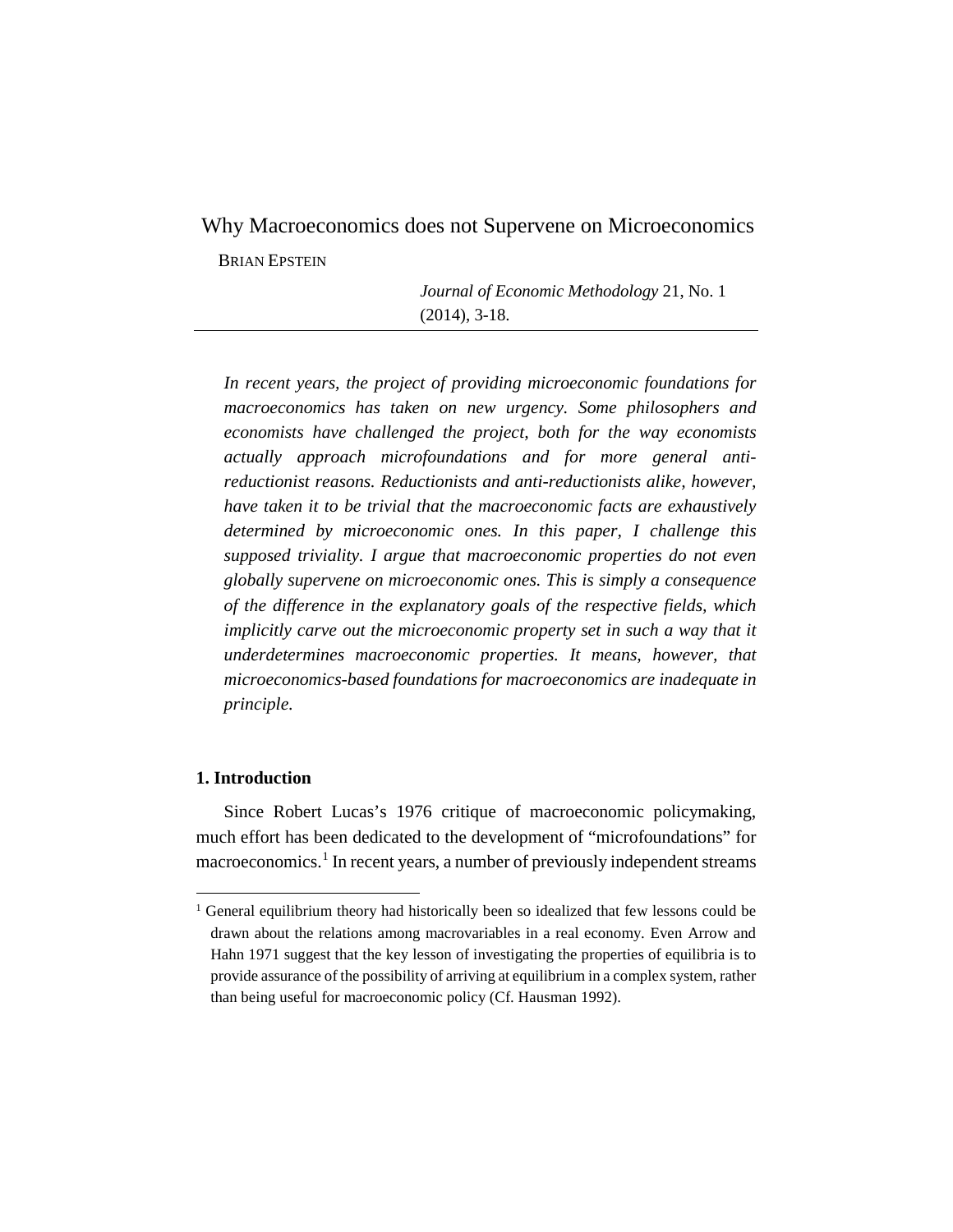# Why Macroeconomics does not Supervene on Microeconomics

BRIAN EPSTEIN

*Journal of Economic Methodology* 21, No. 1 (2014), 3-18.

---

*In recent years, the project of providing microeconomic foundations for macroeconomics has taken on new urgency. Some philosophers and economists have challenged the project, both for the way economists actually approach microfoundations and for more general anti-reductionist reasons. Reductionists and anti-reductionists alike, however, have taken it to be trivial that the macroeconomic facts are exhaustively determined by microeconomic ones. In this paper, I challenge this supposed triviality. I argue that macroeconomic properties do not even globally supervene on microeconomic ones. This is simply a consequence of the difference in the explanatory goals of the respective fields, which implicitly carve out the microeconomic property set in such a way that it underdetermines macroeconomic properties. It means, however, that microeconomics-based foundations for macroeconomics are inadequate in principle.*

## 1. Introduction

Since Robert Lucas's 1976 critique of macroeconomic policymaking, much effort has been dedicated to the development of "microfoundations" for macroeconomics.[1] In recent years, a number of previously independent streams

---

[1] General equilibrium theory had historically been so idealized that few lessons could be drawn about the relations among macrovariables in a real economy. Even Arrow and Hahn 1971 suggest that the key lesson of investigating the properties of equilibria is to provide assurance of the possibility of arriving at equilibrium in a complex system, rather than being useful for macroeconomic policy (Cf. Hausman 1992).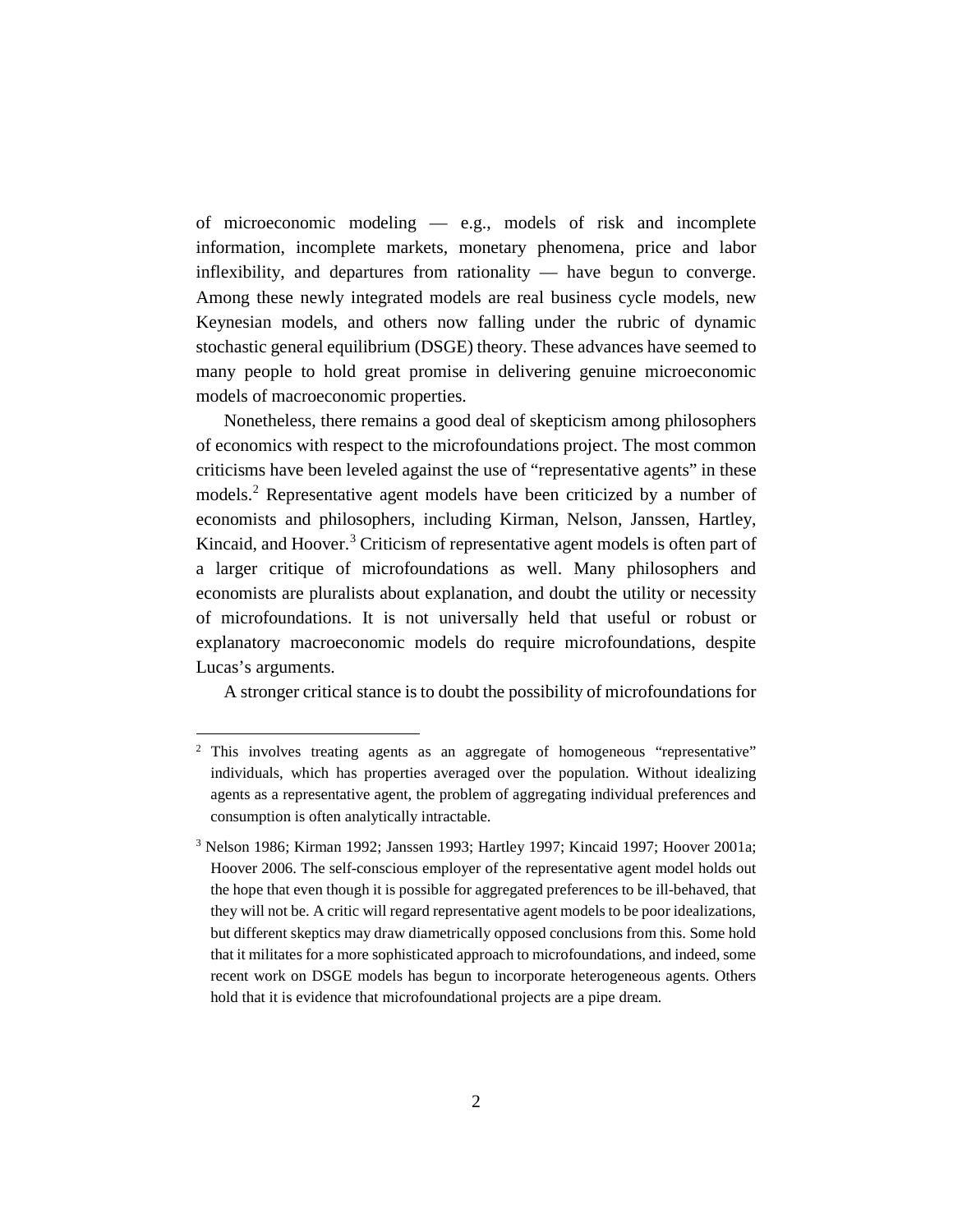of microeconomic modeling — e.g., models of risk and incomplete information, incomplete markets, monetary phenomena, price and labor inflexibility, and departures from rationality — have begun to converge. Among these newly integrated models are real business cycle models, new Keynesian models, and others now falling under the rubric of dynamic stochastic general equilibrium (DSGE) theory. These advances have seemed to many people to hold great promise in delivering genuine microeconomic models of macroeconomic properties.

Nonetheless, there remains a good deal of skepticism among philosophers of economics with respect to the microfoundations project. The most common criticisms have been leveled against the use of "representative agents" in these models.[2] Representative agent models have been criticized by a number of economists and philosophers, including Kirman, Nelson, Janssen, Hartley, Kincaid, and Hoover.[3] Criticism of representative agent models is often part of a larger critique of microfoundations as well. Many philosophers and economists are pluralists about explanation, and doubt the utility or necessity of microfoundations. It is not universally held that useful or robust or explanatory macroeconomic models do require microfoundations, despite Lucas's arguments.

A stronger critical stance is to doubt the possibility of microfoundations for

---

[2] This involves treating agents as an aggregate of homogeneous "representative" individuals, which has properties averaged over the population. Without idealizing agents as a representative agent, the problem of aggregating individual preferences and consumption is often analytically intractable.

[3] Nelson 1986; Kirman 1992; Janssen 1993; Hartley 1997; Kincaid 1997; Hoover 2001a; Hoover 2006. The self-conscious employer of the representative agent model holds out the hope that even though it is possible for aggregated preferences to be ill-behaved, that they will not be. A critic will regard representative agent models to be poor idealizations, but different skeptics may draw diametrically opposed conclusions from this. Some hold that it militates for a more sophisticated approach to microfoundations, and indeed, some recent work on DSGE models has begun to incorporate heterogeneous agents. Others hold that it is evidence that microfoundational projects are a pipe dream.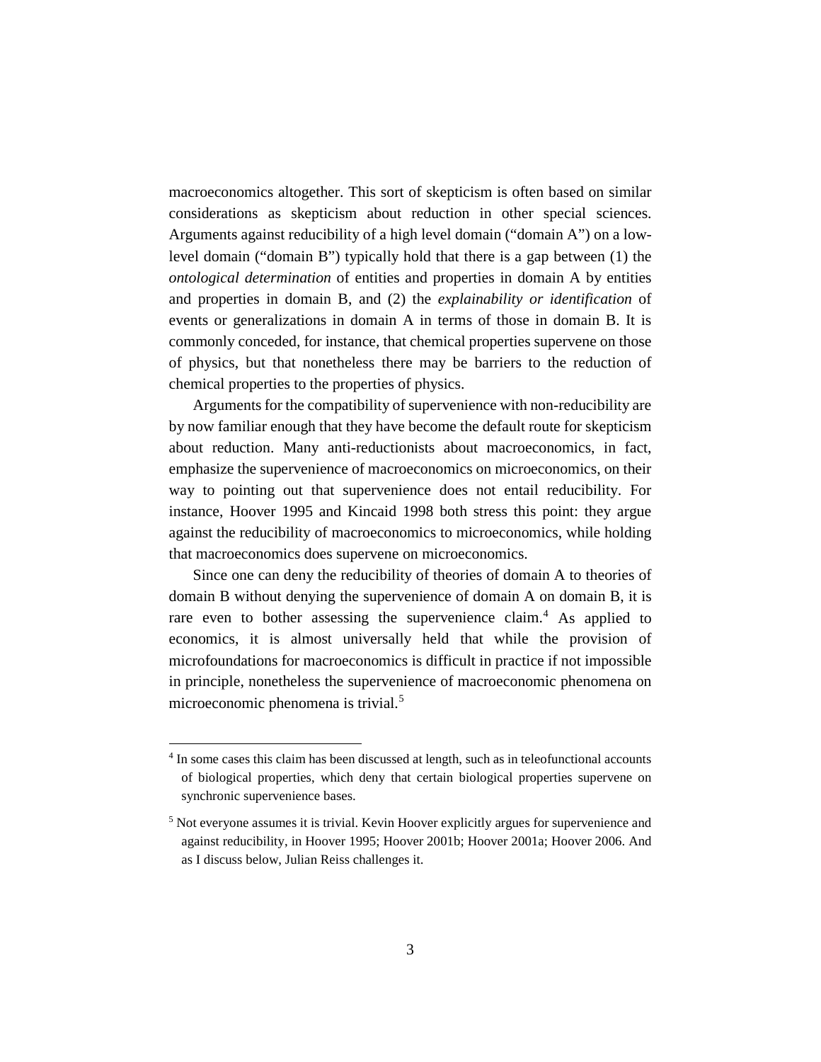macroeconomics altogether. This sort of skepticism is often based on similar considerations as skepticism about reduction in other special sciences. Arguments against reducibility of a high level domain ("domain A") on a low-level domain ("domain B") typically hold that there is a gap between (1) the *ontological determination* of entities and properties in domain A by entities and properties in domain B, and (2) the *explainability or identification* of events or generalizations in domain A in terms of those in domain B. It is commonly conceded, for instance, that chemical properties supervene on those of physics, but that nonetheless there may be barriers to the reduction of chemical properties to the properties of physics.

Arguments for the compatibility of supervenience with non-reducibility are by now familiar enough that they have become the default route for skepticism about reduction. Many anti-reductionists about macroeconomics, in fact, emphasize the supervenience of macroeconomics on microeconomics, on their way to pointing out that supervenience does not entail reducibility. For instance, Hoover 1995 and Kincaid 1998 both stress this point: they argue against the reducibility of macroeconomics to microeconomics, while holding that macroeconomics does supervene on microeconomics.

Since one can deny the reducibility of theories of domain A to theories of domain B without denying the supervenience of domain A on domain B, it is rare even to bother assessing the supervenience claim.[4] As applied to economics, it is almost universally held that while the provision of microfoundations for macroeconomics is difficult in practice if not impossible in principle, nonetheless the supervenience of macroeconomic phenomena on microeconomic phenomena is trivial.[5]

---

[4] In some cases this claim has been discussed at length, such as in teleofunctional accounts of biological properties, which deny that certain biological properties supervene on synchronic supervenience bases.

[5] Not everyone assumes it is trivial. Kevin Hoover explicitly argues for supervenience and against reducibility, in Hoover 1995; Hoover 2001b; Hoover 2001a; Hoover 2006. And as I discuss below, Julian Reiss challenges it.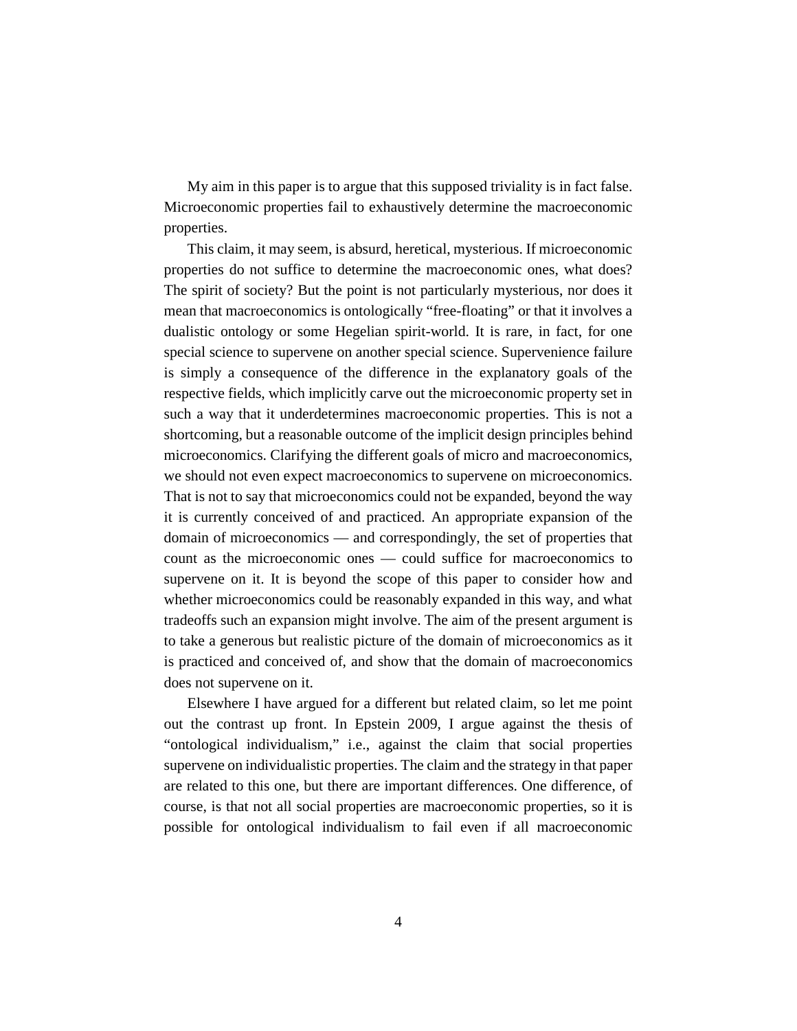My aim in this paper is to argue that this supposed triviality is in fact false. Microeconomic properties fail to exhaustively determine the macroeconomic properties.

This claim, it may seem, is absurd, heretical, mysterious. If microeconomic properties do not suffice to determine the macroeconomic ones, what does? The spirit of society? But the point is not particularly mysterious, nor does it mean that macroeconomics is ontologically "free-floating" or that it involves a dualistic ontology or some Hegelian spirit-world. It is rare, in fact, for one special science to supervene on another special science. Supervenience failure is simply a consequence of the difference in the explanatory goals of the respective fields, which implicitly carve out the microeconomic property set in such a way that it underdetermines macroeconomic properties. This is not a shortcoming, but a reasonable outcome of the implicit design principles behind microeconomics. Clarifying the different goals of micro and macroeconomics, we should not even expect macroeconomics to supervene on microeconomics. That is not to say that microeconomics could not be expanded, beyond the way it is currently conceived of and practiced. An appropriate expansion of the domain of microeconomics — and correspondingly, the set of properties that count as the microeconomic ones — could suffice for macroeconomics to supervene on it. It is beyond the scope of this paper to consider how and whether microeconomics could be reasonably expanded in this way, and what tradeoffs such an expansion might involve. The aim of the present argument is to take a generous but realistic picture of the domain of microeconomics as it is practiced and conceived of, and show that the domain of macroeconomics does not supervene on it.

Elsewhere I have argued for a different but related claim, so let me point out the contrast up front. In Epstein 2009, I argue against the thesis of "ontological individualism," i.e., against the claim that social properties supervene on individualistic properties. The claim and the strategy in that paper are related to this one, but there are important differences. One difference, of course, is that not all social properties are macroeconomic properties, so it is possible for ontological individualism to fail even if all macroeconomic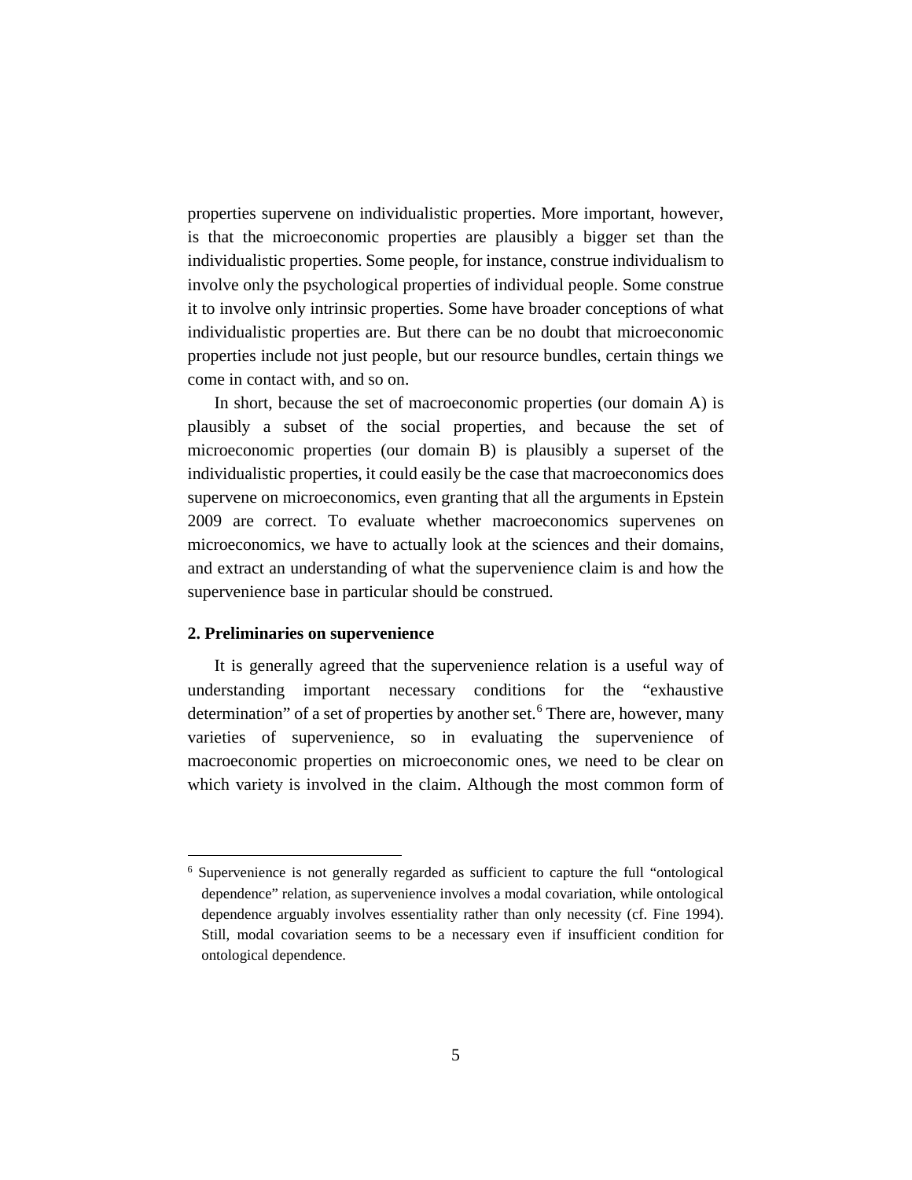properties supervene on individualistic properties. More important, however, is that the microeconomic properties are plausibly a bigger set than the individualistic properties. Some people, for instance, construe individualism to involve only the psychological properties of individual people. Some construe it to involve only intrinsic properties. Some have broader conceptions of what individualistic properties are. But there can be no doubt that microeconomic properties include not just people, but our resource bundles, certain things we come in contact with, and so on.

In short, because the set of macroeconomic properties (our domain A) is plausibly a subset of the social properties, and because the set of microeconomic properties (our domain B) is plausibly a superset of the individualistic properties, it could easily be the case that macroeconomics does supervene on microeconomics, even granting that all the arguments in Epstein 2009 are correct. To evaluate whether macroeconomics supervenes on microeconomics, we have to actually look at the sciences and their domains, and extract an understanding of what the supervenience claim is and how the supervenience base in particular should be construed.

## 2. Preliminaries on supervenience

It is generally agreed that the supervenience relation is a useful way of understanding important necessary conditions for the "exhaustive determination" of a set of properties by another set.[6] There are, however, many varieties of supervenience, so in evaluating the supervenience of macroeconomic properties on microeconomic ones, we need to be clear on which variety is involved in the claim. Although the most common form of

---

[6] Supervenience is not generally regarded as sufficient to capture the full "ontological dependence" relation, as supervenience involves a modal covariation, while ontological dependence arguably involves essentiality rather than only necessity (cf. Fine 1994). Still, modal covariation seems to be a necessary even if insufficient condition for ontological dependence.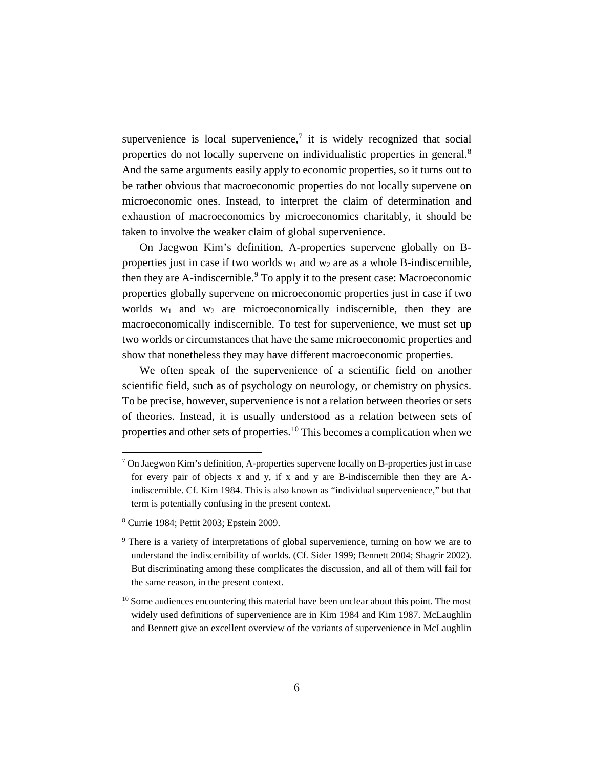supervenience is local supervenience,[7] it is widely recognized that social properties do not locally supervene on individualistic properties in general.[8] And the same arguments easily apply to economic properties, so it turns out to be rather obvious that macroeconomic properties do not locally supervene on microeconomic ones. Instead, to interpret the claim of determination and exhaustion of macroeconomics by microeconomics charitably, it should be taken to involve the weaker claim of global supervenience.

On Jaegwon Kim's definition, A-properties supervene globally on B-properties just in case if two worlds $w_1$ and $w_2$ are as a whole B-indiscernible, then they are A-indiscernible.[9] To apply it to the present case: Macroeconomic properties globally supervene on microeconomic properties just in case if two worlds $w_1$ and $w_2$ are microeconomically indiscernible, then they are macroeconomically indiscernible. To test for supervenience, we must set up two worlds or circumstances that have the same microeconomic properties and show that nonetheless they may have different macroeconomic properties.

We often speak of the supervenience of a scientific field on another scientific field, such as of psychology on neurology, or chemistry on physics. To be precise, however, supervenience is not a relation between theories or sets of theories. Instead, it is usually understood as a relation between sets of properties and other sets of properties.[10] This becomes a complication when we

---

[7] On Jaegwon Kim's definition, A-properties supervene locally on B-properties just in case for every pair of objects x and y, if x and y are B-indiscernible then they are A-indiscernible. Cf. Kim 1984. This is also known as "individual supervenience," but that term is potentially confusing in the present context.

[8] Currie 1984; Pettit 2003; Epstein 2009.

[9] There is a variety of interpretations of global supervenience, turning on how we are to understand the indiscernibility of worlds. (Cf. Sider 1999; Bennett 2004; Shagrir 2002). But discriminating among these complicates the discussion, and all of them will fail for the same reason, in the present context.

[10] Some audiences encountering this material have been unclear about this point. The most widely used definitions of supervenience are in Kim 1984 and Kim 1987. McLaughlin and Bennett give an excellent overview of the variants of supervenience in McLaughlin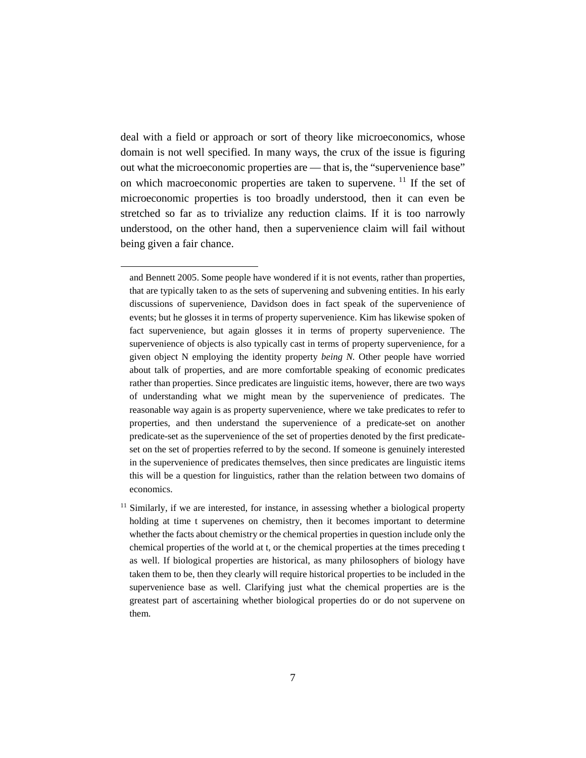deal with a field or approach or sort of theory like microeconomics, whose domain is not well specified. In many ways, the crux of the issue is figuring out what the microeconomic properties are — that is, the "supervenience base" on which macroeconomic properties are taken to supervene. [11] If the set of microeconomic properties is too broadly understood, then it can even be stretched so far as to trivialize any reduction claims. If it is too narrowly understood, on the other hand, then a supervenience claim will fail without being given a fair chance.

---

and Bennett 2005. Some people have wondered if it is not events, rather than properties, that are typically taken to as the sets of supervening and subvening entities. In his early discussions of supervenience, Davidson does in fact speak of the supervenience of events; but he glosses it in terms of property supervenience. Kim has likewise spoken of fact supervenience, but again glosses it in terms of property supervenience. The supervenience of objects is also typically cast in terms of property supervenience, for a given object N employing the identity property *being N.* Other people have worried about talk of properties, and are more comfortable speaking of economic predicates rather than properties. Since predicates are linguistic items, however, there are two ways of understanding what we might mean by the supervenience of predicates. The reasonable way again is as property supervenience, where we take predicates to refer to properties, and then understand the supervenience of a predicate-set on another predicate-set as the supervenience of the set of properties denoted by the first predicate-set on the set of properties referred to by the second. If someone is genuinely interested in the supervenience of predicates themselves, then since predicates are linguistic items this will be a question for linguistics, rather than the relation between two domains of economics.

[11] Similarly, if we are interested, for instance, in assessing whether a biological property holding at time t supervenes on chemistry, then it becomes important to determine whether the facts about chemistry or the chemical properties in question include only the chemical properties of the world at t, or the chemical properties at the times preceding t as well. If biological properties are historical, as many philosophers of biology have taken them to be, then they clearly will require historical properties to be included in the supervenience base as well. Clarifying just what the chemical properties are is the greatest part of ascertaining whether biological properties do or do not supervene on them.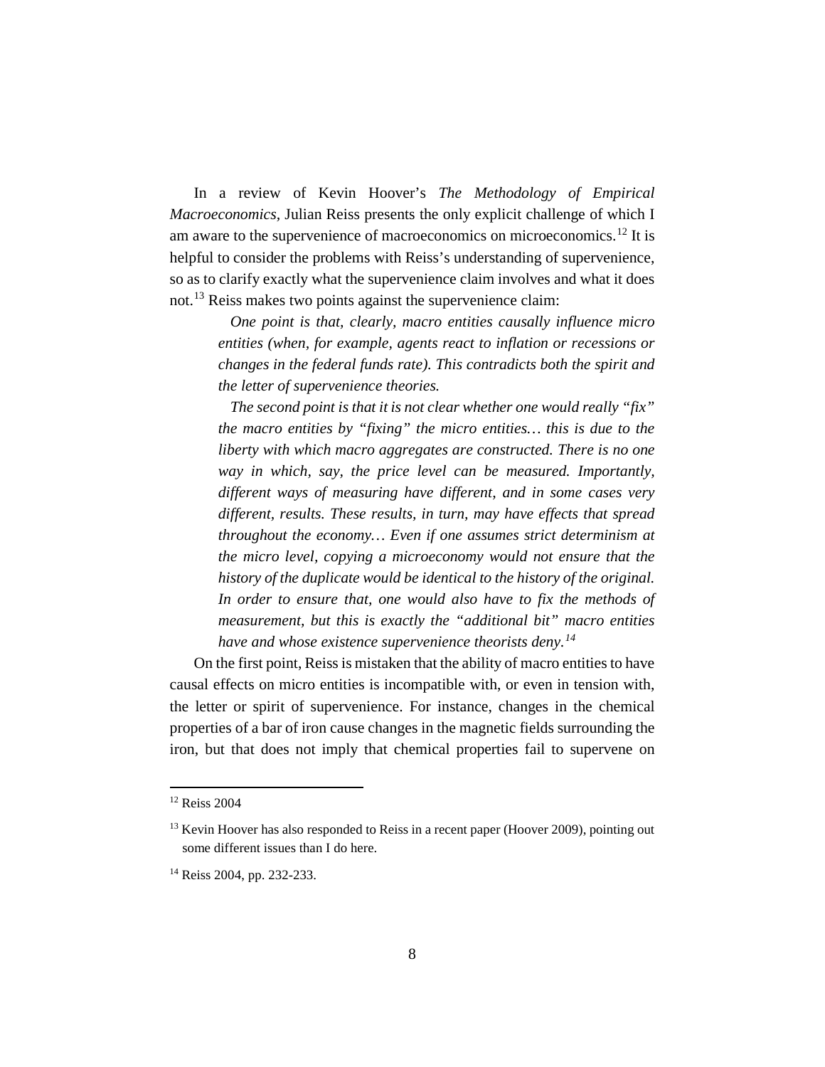In a review of Kevin Hoover's *The Methodology of Empirical Macroeconomics*, Julian Reiss presents the only explicit challenge of which I am aware to the supervenience of macroeconomics on microeconomics.[12] It is helpful to consider the problems with Reiss's understanding of supervenience, so as to clarify exactly what the supervenience claim involves and what it does not.[13] Reiss makes two points against the supervenience claim:

> *One point is that, clearly, macro entities causally influence micro entities (when, for example, agents react to inflation or recessions or changes in the federal funds rate). This contradicts both the spirit and the letter of supervenience theories.*
>
> *The second point is that it is not clear whether one would really "fix" the macro entities by "fixing" the micro entities… this is due to the liberty with which macro aggregates are constructed. There is no one way in which, say, the price level can be measured. Importantly, different ways of measuring have different, and in some cases very different, results. These results, in turn, may have effects that spread throughout the economy… Even if one assumes strict determinism at the micro level, copying a microeconomy would not ensure that the history of the duplicate would be identical to the history of the original. In order to ensure that, one would also have to fix the methods of measurement, but this is exactly the "additional bit" macro entities have and whose existence supervenience theorists deny.*[14]

On the first point, Reiss is mistaken that the ability of macro entities to have causal effects on micro entities is incompatible with, or even in tension with, the letter or spirit of supervenience. For instance, changes in the chemical properties of a bar of iron cause changes in the magnetic fields surrounding the iron, but that does not imply that chemical properties fail to supervene on

---

[12] Reiss 2004

[13] Kevin Hoover has also responded to Reiss in a recent paper (Hoover 2009), pointing out some different issues than I do here.

[14] Reiss 2004, pp. 232-233.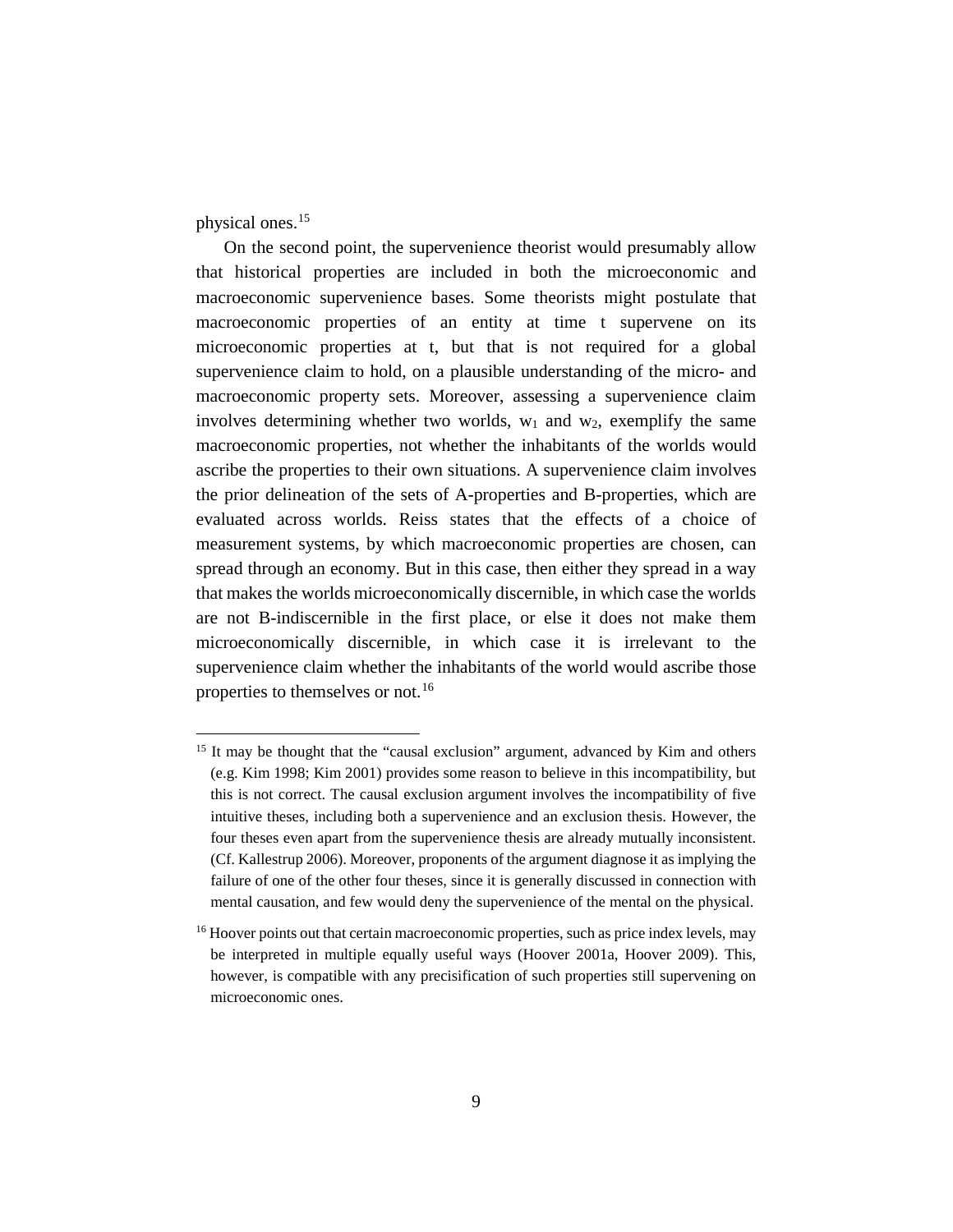physical ones.[15]

On the second point, the supervenience theorist would presumably allow that historical properties are included in both the microeconomic and macroeconomic supervenience bases. Some theorists might postulate that macroeconomic properties of an entity at time t supervene on its microeconomic properties at t, but that is not required for a global supervenience claim to hold, on a plausible understanding of the micro- and macroeconomic property sets. Moreover, assessing a supervenience claim involves determining whether two worlds, $w_1$ and $w_2$, exemplify the same macroeconomic properties, not whether the inhabitants of the worlds would ascribe the properties to their own situations. A supervenience claim involves the prior delineation of the sets of A-properties and B-properties, which are evaluated across worlds. Reiss states that the effects of a choice of measurement systems, by which macroeconomic properties are chosen, can spread through an economy. But in this case, then either they spread in a way that makes the worlds microeconomically discernible, in which case the worlds are not B-indiscernible in the first place, or else it does not make them microeconomically discernible, in which case it is irrelevant to the supervenience claim whether the inhabitants of the world would ascribe those properties to themselves or not.[16]

---

[15] It may be thought that the "causal exclusion" argument, advanced by Kim and others (e.g. Kim 1998; Kim 2001) provides some reason to believe in this incompatibility, but this is not correct. The causal exclusion argument involves the incompatibility of five intuitive theses, including both a supervenience and an exclusion thesis. However, the four theses even apart from the supervenience thesis are already mutually inconsistent. (Cf. Kallestrup 2006). Moreover, proponents of the argument diagnose it as implying the failure of one of the other four theses, since it is generally discussed in connection with mental causation, and few would deny the supervenience of the mental on the physical.

[16] Hoover points out that certain macroeconomic properties, such as price index levels, may be interpreted in multiple equally useful ways (Hoover 2001a, Hoover 2009). This, however, is compatible with any precisification of such properties still supervening on microeconomic ones.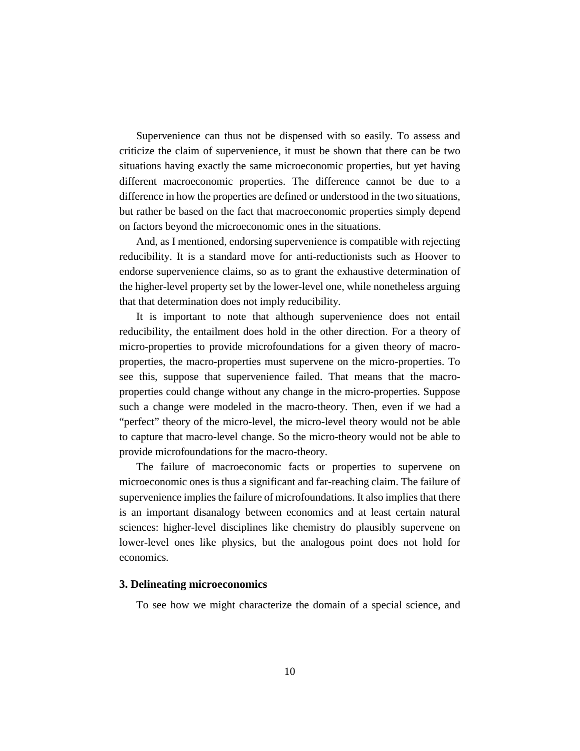Supervenience can thus not be dispensed with so easily. To assess and criticize the claim of supervenience, it must be shown that there can be two situations having exactly the same microeconomic properties, but yet having different macroeconomic properties. The difference cannot be due to a difference in how the properties are defined or understood in the two situations, but rather be based on the fact that macroeconomic properties simply depend on factors beyond the microeconomic ones in the situations.

And, as I mentioned, endorsing supervenience is compatible with rejecting reducibility. It is a standard move for anti-reductionists such as Hoover to endorse supervenience claims, so as to grant the exhaustive determination of the higher-level property set by the lower-level one, while nonetheless arguing that that determination does not imply reducibility.

It is important to note that although supervenience does not entail reducibility, the entailment does hold in the other direction. For a theory of micro-properties to provide microfoundations for a given theory of macro-properties, the macro-properties must supervene on the micro-properties. To see this, suppose that supervenience failed. That means that the macro-properties could change without any change in the micro-properties. Suppose such a change were modeled in the macro-theory. Then, even if we had a "perfect" theory of the micro-level, the micro-level theory would not be able to capture that macro-level change. So the micro-theory would not be able to provide microfoundations for the macro-theory.

The failure of macroeconomic facts or properties to supervene on microeconomic ones is thus a significant and far-reaching claim. The failure of supervenience implies the failure of microfoundations. It also implies that there is an important disanalogy between economics and at least certain natural sciences: higher-level disciplines like chemistry do plausibly supervene on lower-level ones like physics, but the analogous point does not hold for economics.

## 3. Delineating microeconomics

To see how we might characterize the domain of a special science, and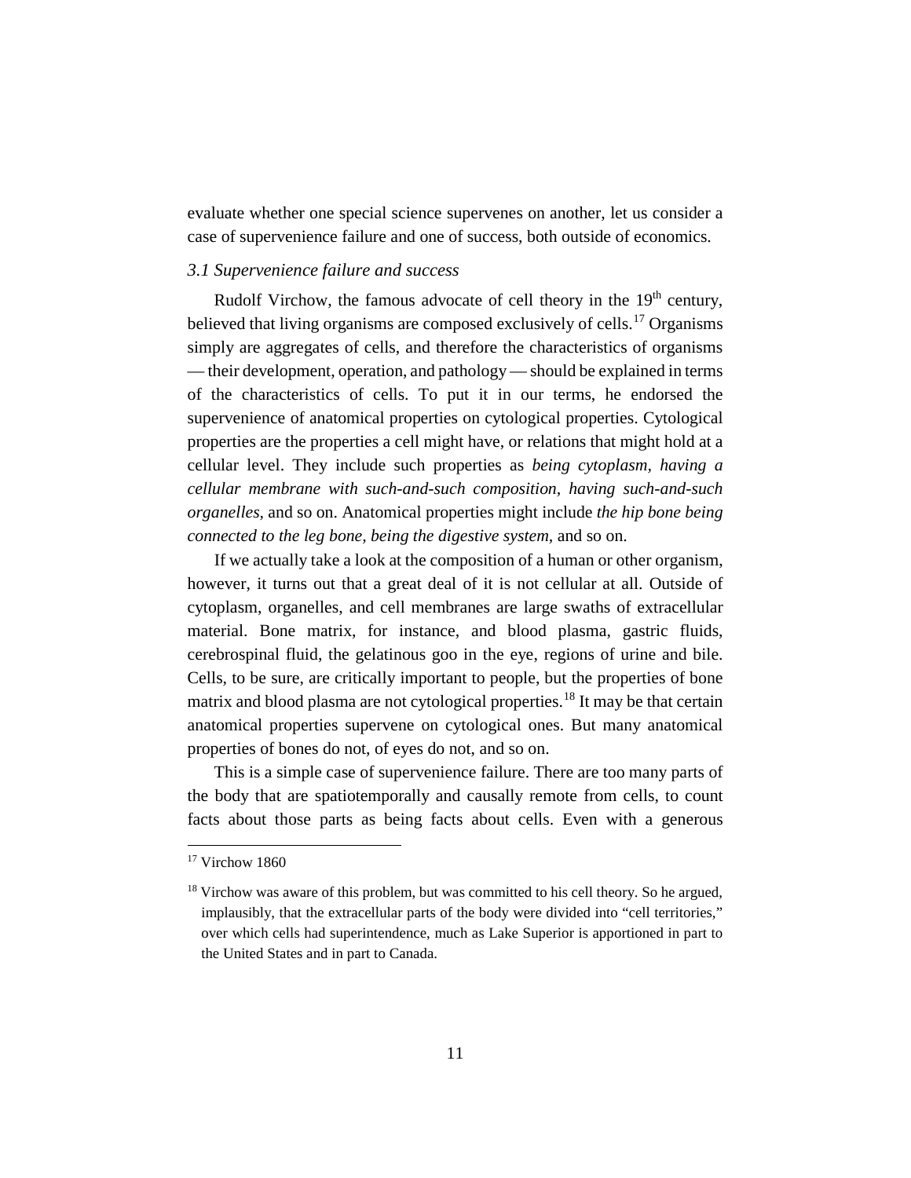evaluate whether one special science supervenes on another, let us consider a case of supervenience failure and one of success, both outside of economics.

### *3.1 Supervenience failure and success*

Rudolf Virchow, the famous advocate of cell theory in the 19th century, believed that living organisms are composed exclusively of cells.[17] Organisms simply are aggregates of cells, and therefore the characteristics of organisms — their development, operation, and pathology — should be explained in terms of the characteristics of cells. To put it in our terms, he endorsed the supervenience of anatomical properties on cytological properties. Cytological properties are the properties a cell might have, or relations that might hold at a cellular level. They include such properties as *being cytoplasm*, *having a cellular membrane with such-and-such composition*, *having such-and-such organelles*, and so on. Anatomical properties might include *the hip bone being connected to the leg bone*, *being the digestive system*, and so on.

If we actually take a look at the composition of a human or other organism, however, it turns out that a great deal of it is not cellular at all. Outside of cytoplasm, organelles, and cell membranes are large swaths of extracellular material. Bone matrix, for instance, and blood plasma, gastric fluids, cerebrospinal fluid, the gelatinous goo in the eye, regions of urine and bile. Cells, to be sure, are critically important to people, but the properties of bone matrix and blood plasma are not cytological properties.[18] It may be that certain anatomical properties supervene on cytological ones. But many anatomical properties of bones do not, of eyes do not, and so on.

This is a simple case of supervenience failure. There are too many parts of the body that are spatiotemporally and causally remote from cells, to count facts about those parts as being facts about cells. Even with a generous

---

[17] Virchow 1860

[18] Virchow was aware of this problem, but was committed to his cell theory. So he argued, implausibly, that the extracellular parts of the body were divided into "cell territories," over which cells had superintendence, much as Lake Superior is apportioned in part to the United States and in part to Canada.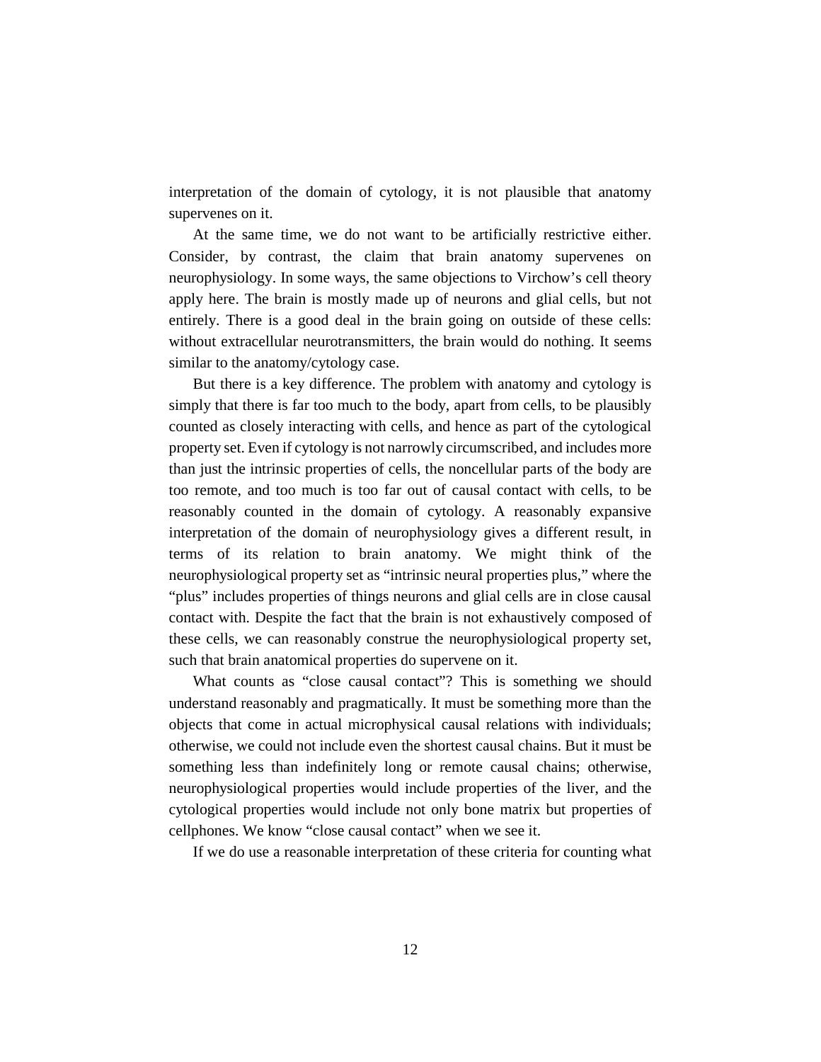interpretation of the domain of cytology, it is not plausible that anatomy supervenes on it.

At the same time, we do not want to be artificially restrictive either. Consider, by contrast, the claim that brain anatomy supervenes on neurophysiology. In some ways, the same objections to Virchow's cell theory apply here. The brain is mostly made up of neurons and glial cells, but not entirely. There is a good deal in the brain going on outside of these cells: without extracellular neurotransmitters, the brain would do nothing. It seems similar to the anatomy/cytology case.

But there is a key difference. The problem with anatomy and cytology is simply that there is far too much to the body, apart from cells, to be plausibly counted as closely interacting with cells, and hence as part of the cytological property set. Even if cytology is not narrowly circumscribed, and includes more than just the intrinsic properties of cells, the noncellular parts of the body are too remote, and too much is too far out of causal contact with cells, to be reasonably counted in the domain of cytology. A reasonably expansive interpretation of the domain of neurophysiology gives a different result, in terms of its relation to brain anatomy. We might think of the neurophysiological property set as "intrinsic neural properties plus," where the "plus" includes properties of things neurons and glial cells are in close causal contact with. Despite the fact that the brain is not exhaustively composed of these cells, we can reasonably construe the neurophysiological property set, such that brain anatomical properties do supervene on it.

What counts as "close causal contact"? This is something we should understand reasonably and pragmatically. It must be something more than the objects that come in actual microphysical causal relations with individuals; otherwise, we could not include even the shortest causal chains. But it must be something less than indefinitely long or remote causal chains; otherwise, neurophysiological properties would include properties of the liver, and the cytological properties would include not only bone matrix but properties of cellphones. We know "close causal contact" when we see it.

If we do use a reasonable interpretation of these criteria for counting what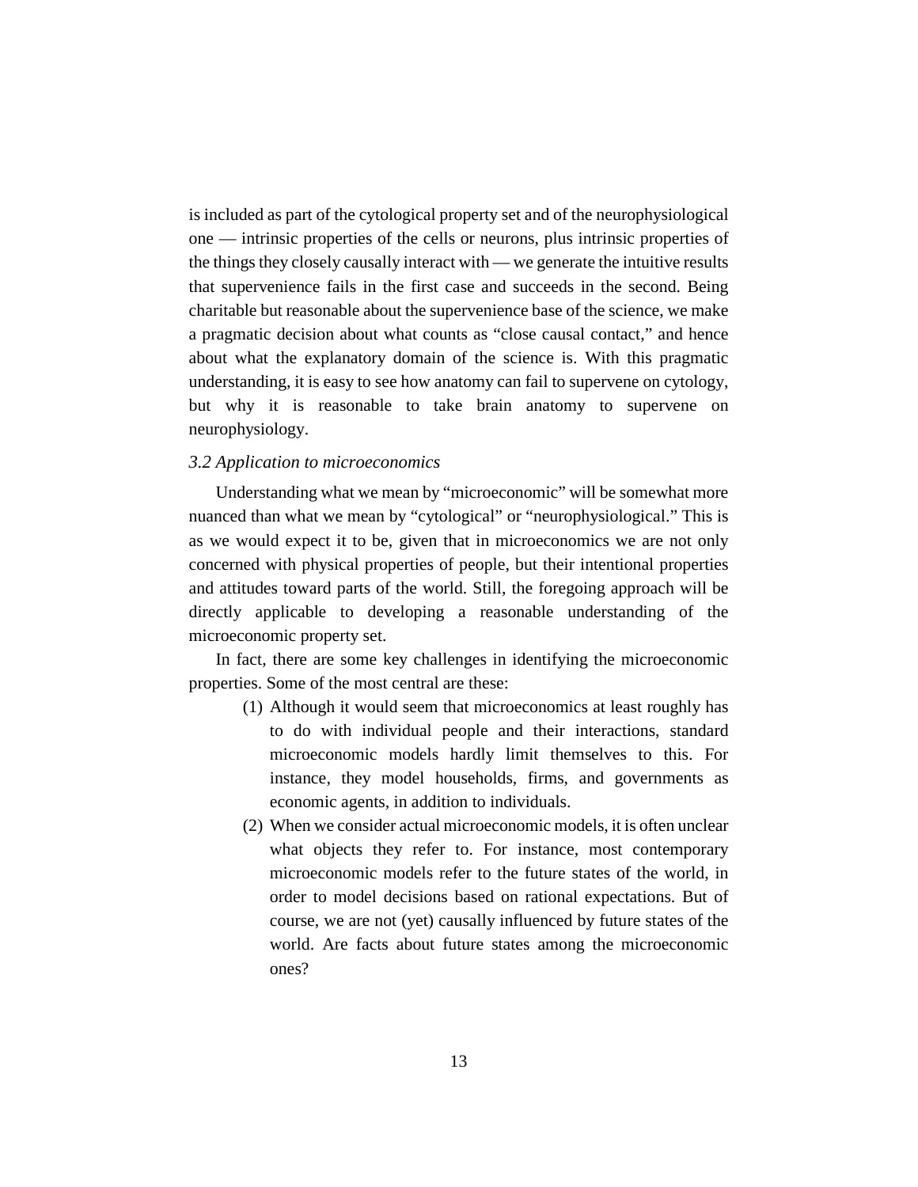is included as part of the cytological property set and of the neurophysiological one — intrinsic properties of the cells or neurons, plus intrinsic properties of the things they closely causally interact with — we generate the intuitive results that supervenience fails in the first case and succeeds in the second. Being charitable but reasonable about the supervenience base of the science, we make a pragmatic decision about what counts as "close causal contact," and hence about what the explanatory domain of the science is. With this pragmatic understanding, it is easy to see how anatomy can fail to supervene on cytology, but why it is reasonable to take brain anatomy to supervene on neurophysiology.

### *3.2 Application to microeconomics*

Understanding what we mean by "microeconomic" will be somewhat more nuanced than what we mean by "cytological" or "neurophysiological." This is as we would expect it to be, given that in microeconomics we are not only concerned with physical properties of people, but their intentional properties and attitudes toward parts of the world. Still, the foregoing approach will be directly applicable to developing a reasonable understanding of the microeconomic property set.

In fact, there are some key challenges in identifying the microeconomic properties. Some of the most central are these:

(1) Although it would seem that microeconomics at least roughly has to do with individual people and their interactions, standard microeconomic models hardly limit themselves to this. For instance, they model households, firms, and governments as economic agents, in addition to individuals.

(2) When we consider actual microeconomic models, it is often unclear what objects they refer to. For instance, most contemporary microeconomic models refer to the future states of the world, in order to model decisions based on rational expectations. But of course, we are not (yet) causally influenced by future states of the world. Are facts about future states among the microeconomic ones?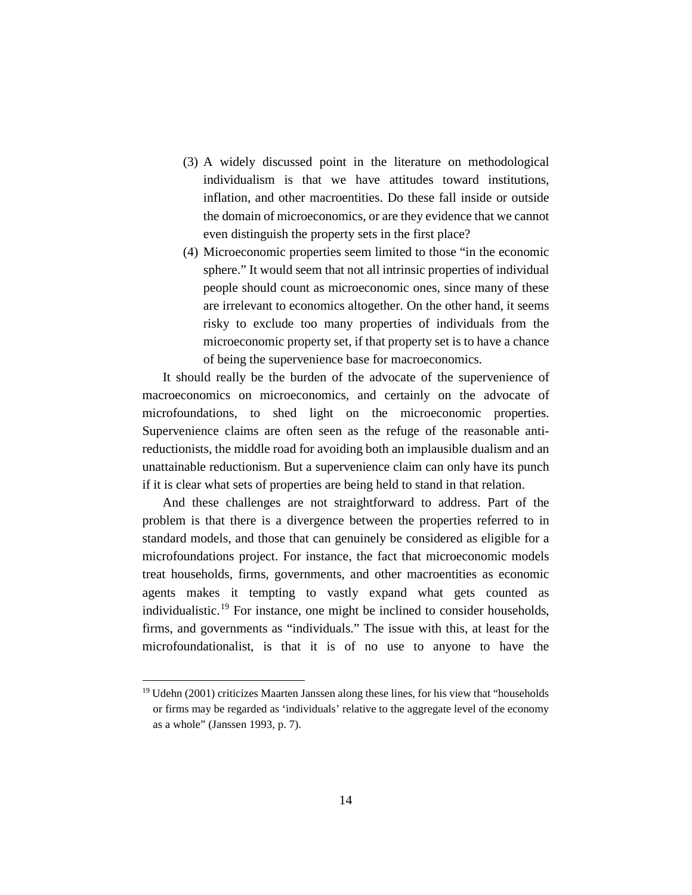(3) A widely discussed point in the literature on methodological individualism is that we have attitudes toward institutions, inflation, and other macroentities. Do these fall inside or outside the domain of microeconomics, or are they evidence that we cannot even distinguish the property sets in the first place?

(4) Microeconomic properties seem limited to those "in the economic sphere." It would seem that not all intrinsic properties of individual people should count as microeconomic ones, since many of these are irrelevant to economics altogether. On the other hand, it seems risky to exclude too many properties of individuals from the microeconomic property set, if that property set is to have a chance of being the supervenience base for macroeconomics.

It should really be the burden of the advocate of the supervenience of macroeconomics on microeconomics, and certainly on the advocate of microfoundations, to shed light on the microeconomic properties. Supervenience claims are often seen as the refuge of the reasonable anti-reductionists, the middle road for avoiding both an implausible dualism and an unattainable reductionism. But a supervenience claim can only have its punch if it is clear what sets of properties are being held to stand in that relation.

And these challenges are not straightforward to address. Part of the problem is that there is a divergence between the properties referred to in standard models, and those that can genuinely be considered as eligible for a microfoundations project. For instance, the fact that microeconomic models treat households, firms, governments, and other macroentities as economic agents makes it tempting to vastly expand what gets counted as individualistic.[19] For instance, one might be inclined to consider households, firms, and governments as "individuals." The issue with this, at least for the microfoundationalist, is that it is of no use to anyone to have the

[19] Udehn (2001) criticizes Maarten Janssen along these lines, for his view that "households or firms may be regarded as 'individuals' relative to the aggregate level of the economy as a whole" (Janssen 1993, p. 7).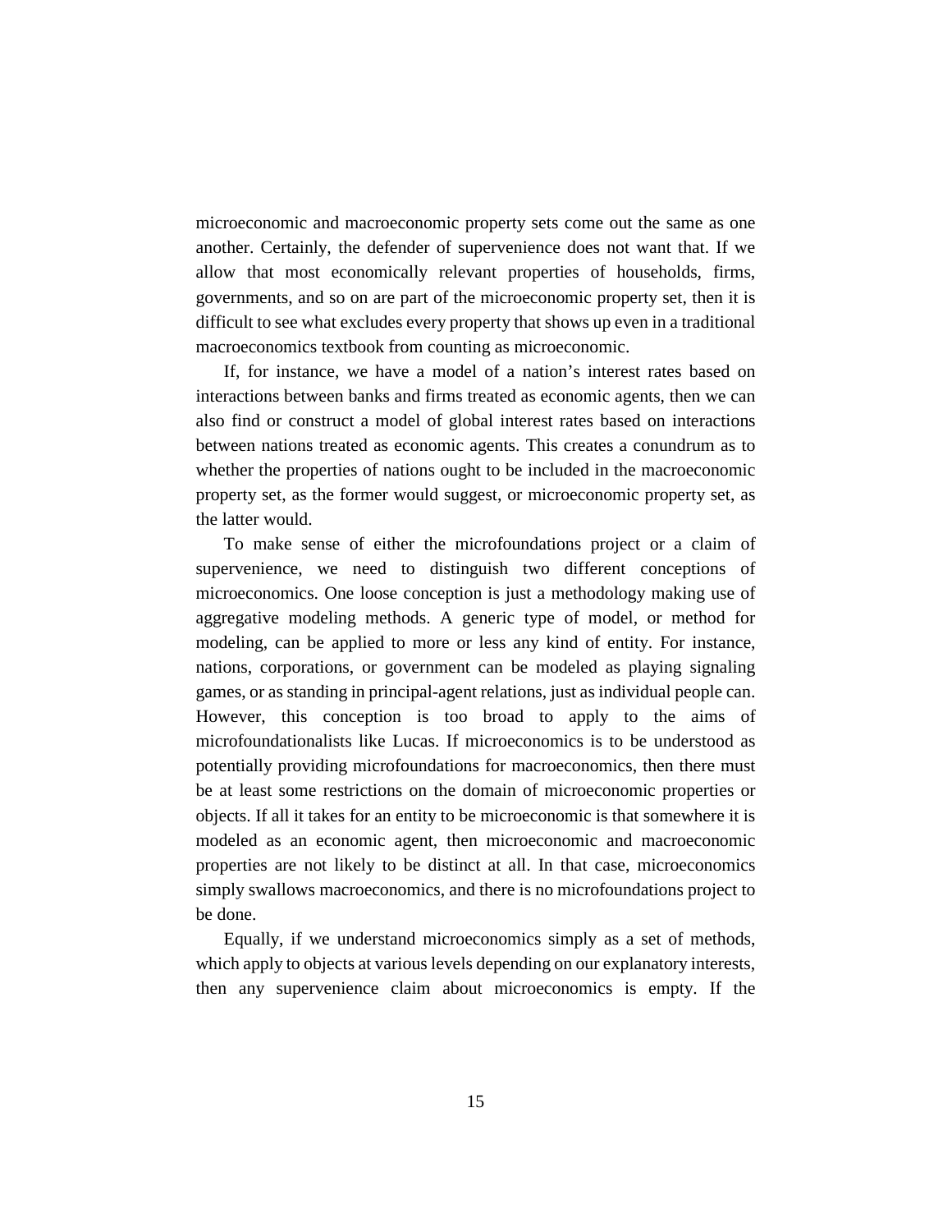microeconomic and macroeconomic property sets come out the same as one another. Certainly, the defender of supervenience does not want that. If we allow that most economically relevant properties of households, firms, governments, and so on are part of the microeconomic property set, then it is difficult to see what excludes every property that shows up even in a traditional macroeconomics textbook from counting as microeconomic.

If, for instance, we have a model of a nation's interest rates based on interactions between banks and firms treated as economic agents, then we can also find or construct a model of global interest rates based on interactions between nations treated as economic agents. This creates a conundrum as to whether the properties of nations ought to be included in the macroeconomic property set, as the former would suggest, or microeconomic property set, as the latter would.

To make sense of either the microfoundations project or a claim of supervenience, we need to distinguish two different conceptions of microeconomics. One loose conception is just a methodology making use of aggregative modeling methods. A generic type of model, or method for modeling, can be applied to more or less any kind of entity. For instance, nations, corporations, or government can be modeled as playing signaling games, or as standing in principal-agent relations, just as individual people can. However, this conception is too broad to apply to the aims of microfoundationalists like Lucas. If microeconomics is to be understood as potentially providing microfoundations for macroeconomics, then there must be at least some restrictions on the domain of microeconomic properties or objects. If all it takes for an entity to be microeconomic is that somewhere it is modeled as an economic agent, then microeconomic and macroeconomic properties are not likely to be distinct at all. In that case, microeconomics simply swallows macroeconomics, and there is no microfoundations project to be done.

Equally, if we understand microeconomics simply as a set of methods, which apply to objects at various levels depending on our explanatory interests, then any supervenience claim about microeconomics is empty. If the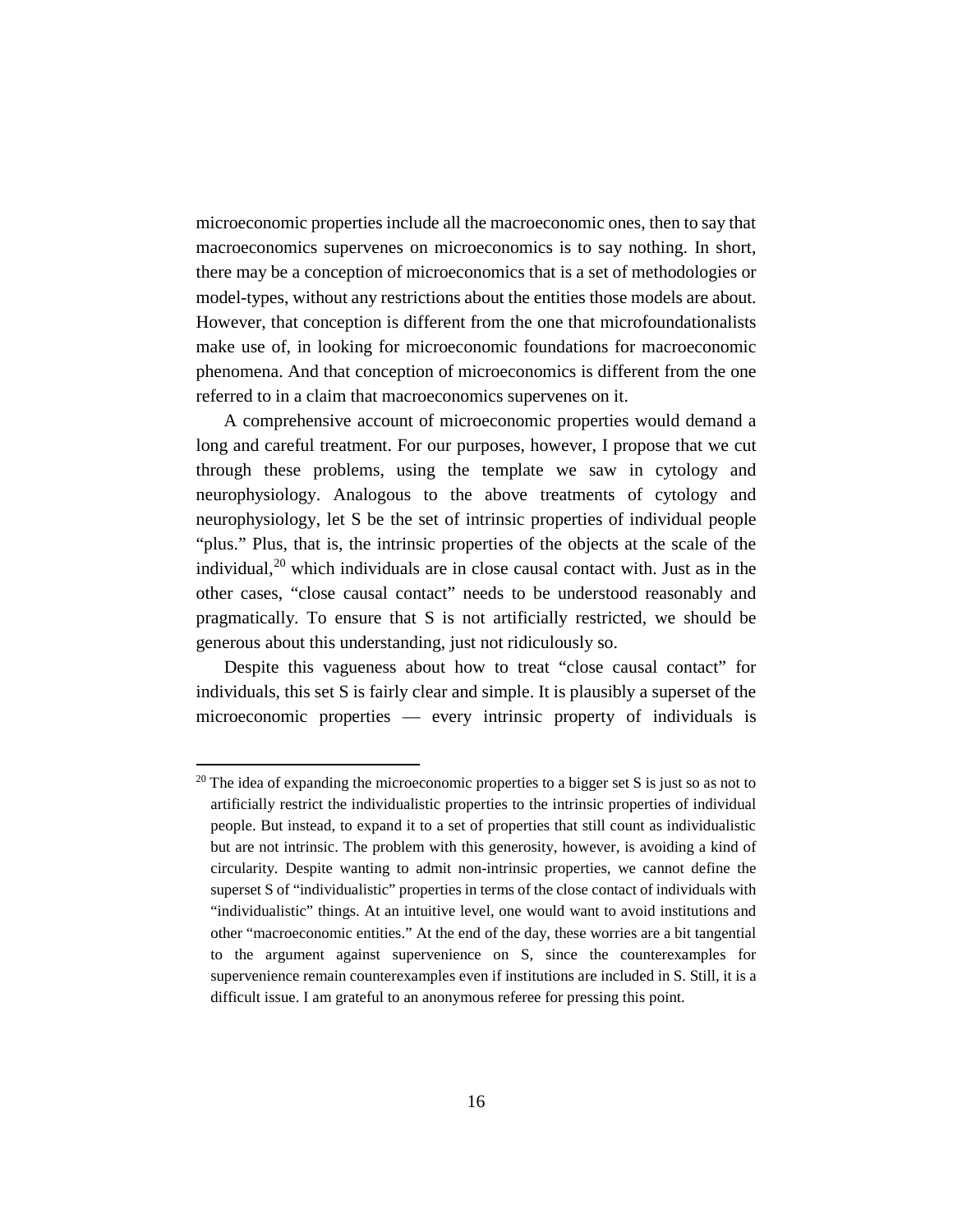microeconomic properties include all the macroeconomic ones, then to say that macroeconomics supervenes on microeconomics is to say nothing. In short, there may be a conception of microeconomics that is a set of methodologies or model-types, without any restrictions about the entities those models are about. However, that conception is different from the one that microfoundationalists make use of, in looking for microeconomic foundations for macroeconomic phenomena. And that conception of microeconomics is different from the one referred to in a claim that macroeconomics supervenes on it.

A comprehensive account of microeconomic properties would demand a long and careful treatment. For our purposes, however, I propose that we cut through these problems, using the template we saw in cytology and neurophysiology. Analogous to the above treatments of cytology and neurophysiology, let S be the set of intrinsic properties of individual people "plus." Plus, that is, the intrinsic properties of the objects at the scale of the individual,[20] which individuals are in close causal contact with. Just as in the other cases, "close causal contact" needs to be understood reasonably and pragmatically. To ensure that S is not artificially restricted, we should be generous about this understanding, just not ridiculously so.

Despite this vagueness about how to treat "close causal contact" for individuals, this set S is fairly clear and simple. It is plausibly a superset of the microeconomic properties — every intrinsic property of individuals is

[20] The idea of expanding the microeconomic properties to a bigger set S is just so as not to artificially restrict the individualistic properties to the intrinsic properties of individual people. But instead, to expand it to a set of properties that still count as individualistic but are not intrinsic. The problem with this generosity, however, is avoiding a kind of circularity. Despite wanting to admit non-intrinsic properties, we cannot define the superset S of "individualistic" properties in terms of the close contact of individuals with "individualistic" things. At an intuitive level, one would want to avoid institutions and other "macroeconomic entities." At the end of the day, these worries are a bit tangential to the argument against supervenience on S, since the counterexamples for supervenience remain counterexamples even if institutions are included in S. Still, it is a difficult issue. I am grateful to an anonymous referee for pressing this point.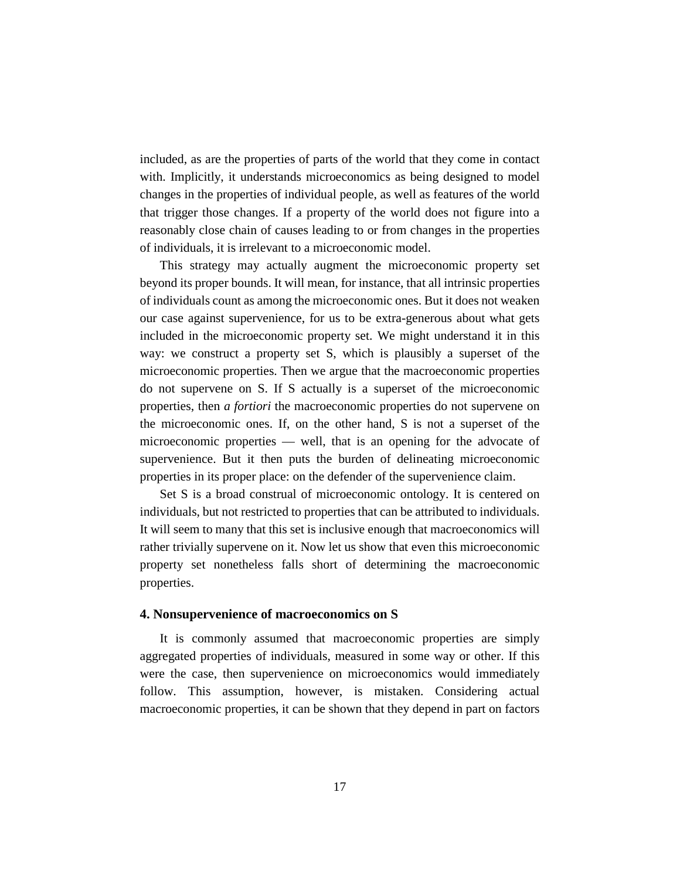included, as are the properties of parts of the world that they come in contact with. Implicitly, it understands microeconomics as being designed to model changes in the properties of individual people, as well as features of the world that trigger those changes. If a property of the world does not figure into a reasonably close chain of causes leading to or from changes in the properties of individuals, it is irrelevant to a microeconomic model.

This strategy may actually augment the microeconomic property set beyond its proper bounds. It will mean, for instance, that all intrinsic properties of individuals count as among the microeconomic ones. But it does not weaken our case against supervenience, for us to be extra-generous about what gets included in the microeconomic property set. We might understand it in this way: we construct a property set S, which is plausibly a superset of the microeconomic properties. Then we argue that the macroeconomic properties do not supervene on S. If S actually is a superset of the microeconomic properties, then *a fortiori* the macroeconomic properties do not supervene on the microeconomic ones. If, on the other hand, S is not a superset of the microeconomic properties — well, that is an opening for the advocate of supervenience. But it then puts the burden of delineating microeconomic properties in its proper place: on the defender of the supervenience claim.

Set S is a broad construal of microeconomic ontology. It is centered on individuals, but not restricted to properties that can be attributed to individuals. It will seem to many that this set is inclusive enough that macroeconomics will rather trivially supervene on it. Now let us show that even this microeconomic property set nonetheless falls short of determining the macroeconomic properties.

### 4. Nonsupervenience of macroeconomics on S

It is commonly assumed that macroeconomic properties are simply aggregated properties of individuals, measured in some way or other. If this were the case, then supervenience on microeconomics would immediately follow. This assumption, however, is mistaken. Considering actual macroeconomic properties, it can be shown that they depend in part on factors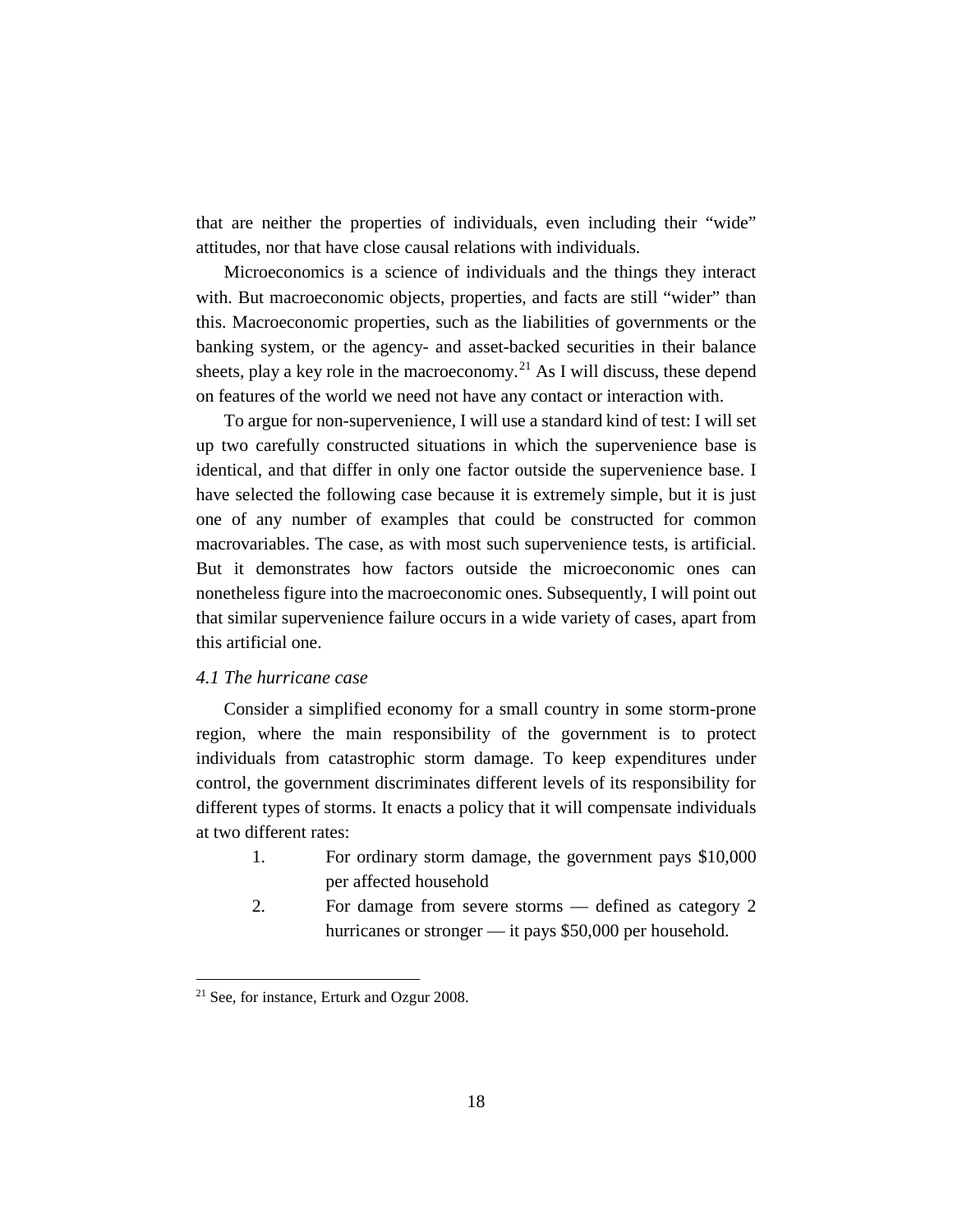that are neither the properties of individuals, even including their "wide" attitudes, nor that have close causal relations with individuals.

Microeconomics is a science of individuals and the things they interact with. But macroeconomic objects, properties, and facts are still "wider" than this. Macroeconomic properties, such as the liabilities of governments or the banking system, or the agency- and asset-backed securities in their balance sheets, play a key role in the macroeconomy.[21] As I will discuss, these depend on features of the world we need not have any contact or interaction with.

To argue for non-supervenience, I will use a standard kind of test: I will set up two carefully constructed situations in which the supervenience base is identical, and that differ in only one factor outside the supervenience base. I have selected the following case because it is extremely simple, but it is just one of any number of examples that could be constructed for common macrovariables. The case, as with most such supervenience tests, is artificial. But it demonstrates how factors outside the microeconomic ones can nonetheless figure into the macroeconomic ones. Subsequently, I will point out that similar supervenience failure occurs in a wide variety of cases, apart from this artificial one.

### *4.1 The hurricane case*

Consider a simplified economy for a small country in some storm-prone region, where the main responsibility of the government is to protect individuals from catastrophic storm damage. To keep expenditures under control, the government discriminates different levels of its responsibility for different types of storms. It enacts a policy that it will compensate individuals at two different rates:

1. For ordinary storm damage, the government pays $10,000 per affected household
2. For damage from severe storms — defined as category 2 hurricanes or stronger — it pays $50,000 per household.

---

[21] See, for instance, Erturk and Ozgur 2008.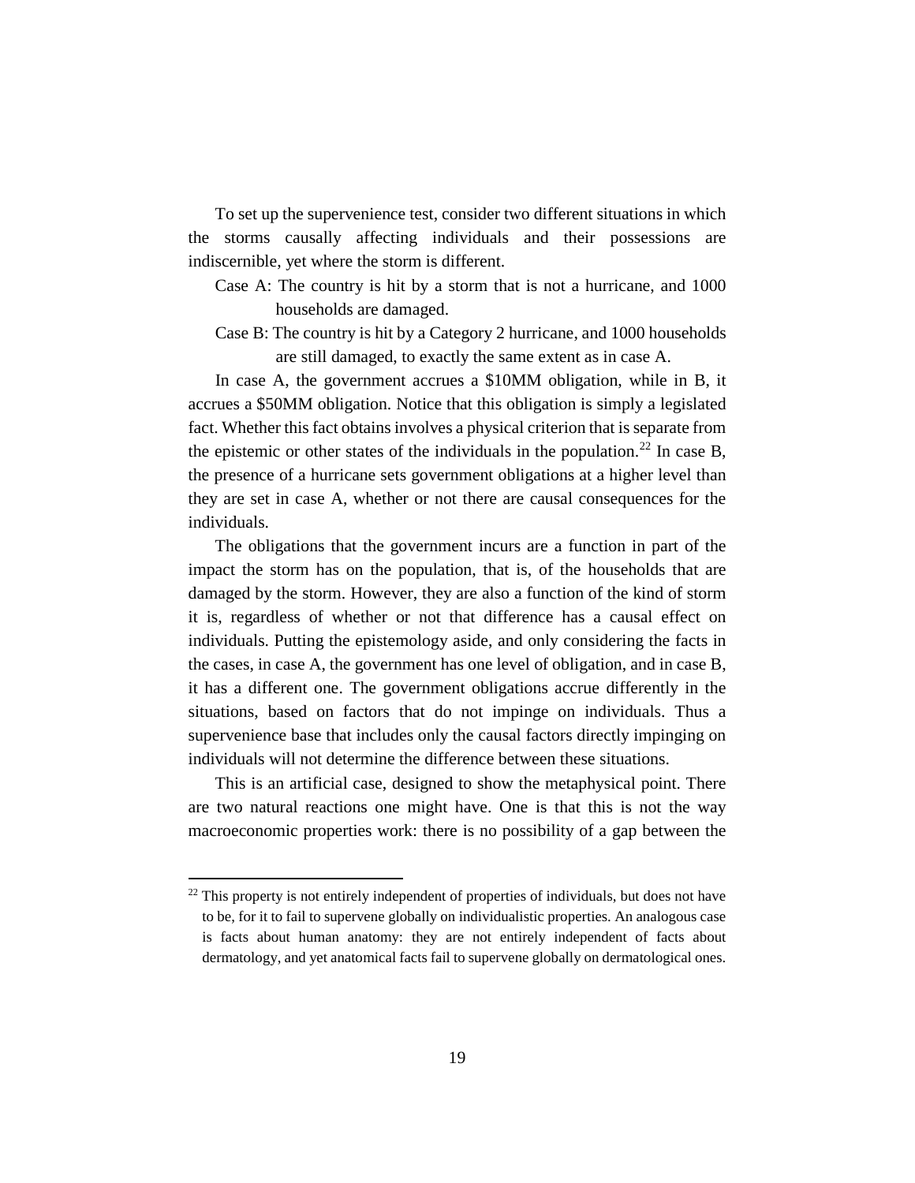To set up the supervenience test, consider two different situations in which the storms causally affecting individuals and their possessions are indiscernible, yet where the storm is different.

Case A: The country is hit by a storm that is not a hurricane, and 1000 households are damaged.

Case B: The country is hit by a Category 2 hurricane, and 1000 households are still damaged, to exactly the same extent as in case A.

In case A, the government accrues a $10MM obligation, while in B, it accrues a $50MM obligation. Notice that this obligation is simply a legislated fact. Whether this fact obtains involves a physical criterion that is separate from the epistemic or other states of the individuals in the population.[22] In case B, the presence of a hurricane sets government obligations at a higher level than they are set in case A, whether or not there are causal consequences for the individuals.

The obligations that the government incurs are a function in part of the impact the storm has on the population, that is, of the households that are damaged by the storm. However, they are also a function of the kind of storm it is, regardless of whether or not that difference has a causal effect on individuals. Putting the epistemology aside, and only considering the facts in the cases, in case A, the government has one level of obligation, and in case B, it has a different one. The government obligations accrue differently in the situations, based on factors that do not impinge on individuals. Thus a supervenience base that includes only the causal factors directly impinging on individuals will not determine the difference between these situations.

This is an artificial case, designed to show the metaphysical point. There are two natural reactions one might have. One is that this is not the way macroeconomic properties work: there is no possibility of a gap between the

[22] This property is not entirely independent of properties of individuals, but does not have to be, for it to fail to supervene globally on individualistic properties. An analogous case is facts about human anatomy: they are not entirely independent of facts about dermatology, and yet anatomical facts fail to supervene globally on dermatological ones.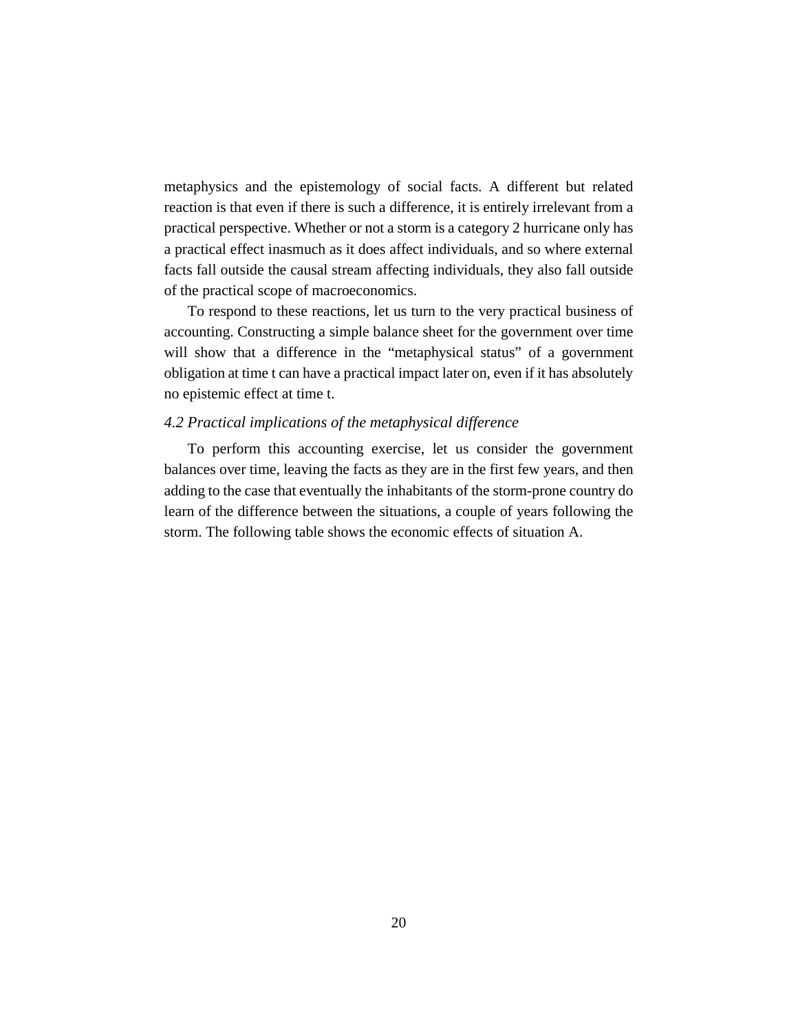metaphysics and the epistemology of social facts. A different but related reaction is that even if there is such a difference, it is entirely irrelevant from a practical perspective. Whether or not a storm is a category 2 hurricane only has a practical effect inasmuch as it does affect individuals, and so where external facts fall outside the causal stream affecting individuals, they also fall outside of the practical scope of macroeconomics.

To respond to these reactions, let us turn to the very practical business of accounting. Constructing a simple balance sheet for the government over time will show that a difference in the "metaphysical status" of a government obligation at time t can have a practical impact later on, even if it has absolutely no epistemic effect at time t.

### *4.2 Practical implications of the metaphysical difference*

To perform this accounting exercise, let us consider the government balances over time, leaving the facts as they are in the first few years, and then adding to the case that eventually the inhabitants of the storm-prone country do learn of the difference between the situations, a couple of years following the storm. The following table shows the economic effects of situation A.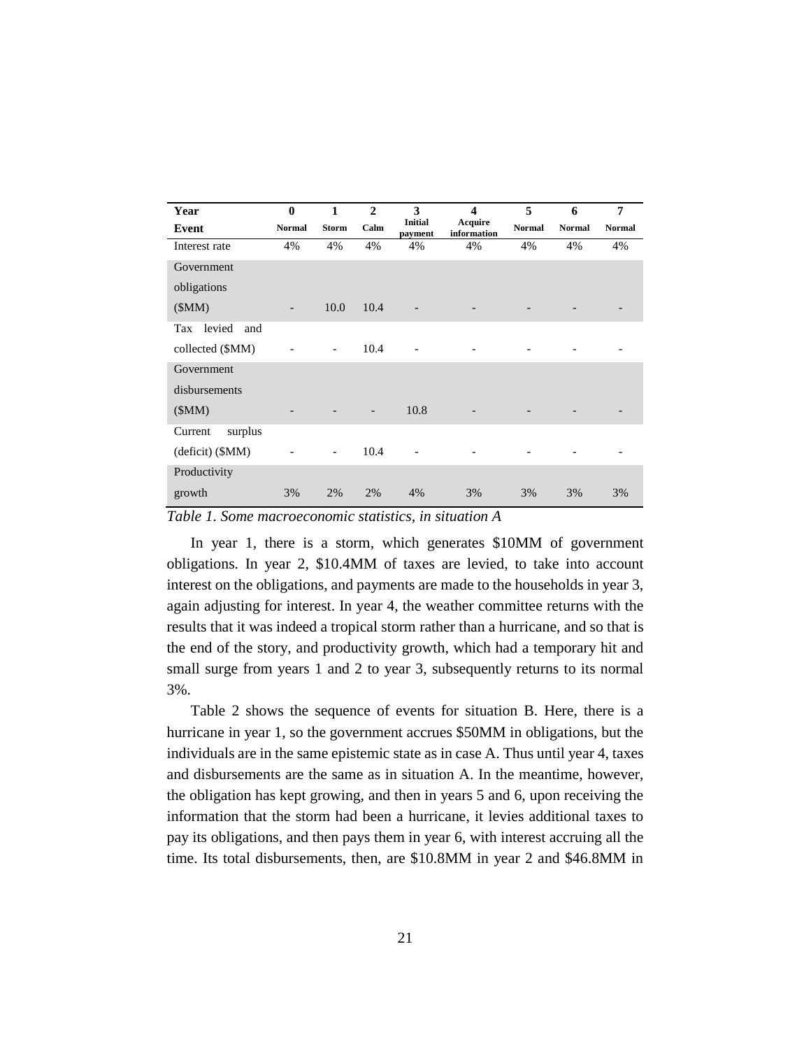| Year | 0 | 1 | 2 | 3 | 4 | 5 | 6 | 7 |
|---|---|---|---|---|---|---|---|---|
| Event | Normal | Storm | Calm | Initial payment | Acquire information | Normal | Normal | Normal |
| Interest rate | 4% | 4% | 4% | 4% | 4% | 4% | 4% | 4% |
| Government obligations ($MM) | - | 10.0 | 10.4 | - | - | - | - | - |
| Tax levied and collected ($MM) | - | - | 10.4 | - | - | - | - | - |
| Government disbursements ($MM) | - | - | - | 10.8 | - | - | - | - |
| Current surplus (deficit) ($MM) | - | - | 10.4 | - | - | - | - | - |
| Productivity growth | 3% | 2% | 2% | 4% | 3% | 3% | 3% | 3% |

*Table 1. Some macroeconomic statistics, in situation A*

In year 1, there is a storm, which generates $10MM of government obligations. In year 2, $10.4MM of taxes are levied, to take into account interest on the obligations, and payments are made to the households in year 3, again adjusting for interest. In year 4, the weather committee returns with the results that it was indeed a tropical storm rather than a hurricane, and so that is the end of the story, and productivity growth, which had a temporary hit and small surge from years 1 and 2 to year 3, subsequently returns to its normal 3%.

Table 2 shows the sequence of events for situation B. Here, there is a hurricane in year 1, so the government accrues $50MM in obligations, but the individuals are in the same epistemic state as in case A. Thus until year 4, taxes and disbursements are the same as in situation A. In the meantime, however, the obligation has kept growing, and then in years 5 and 6, upon receiving the information that the storm had been a hurricane, it levies additional taxes to pay its obligations, and then pays them in year 6, with interest accruing all the time. Its total disbursements, then, are $10.8MM in year 2 and $46.8MM in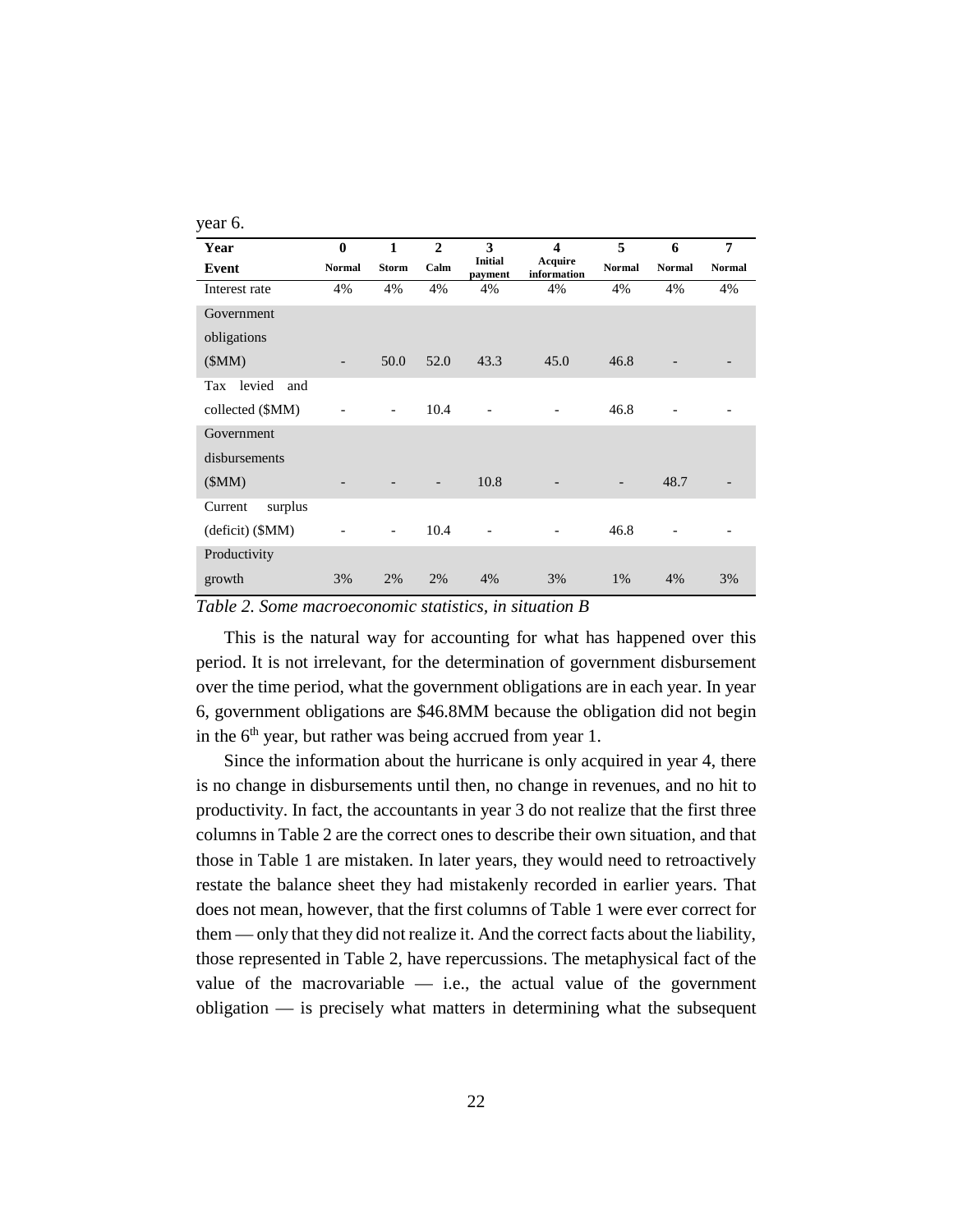year 6.

| Year | 0 | 1 | 2 | 3 | 4 | 5 | 6 | 7 |
|---|---|---|---|---|---|---|---|---|
| **Event** | **Normal** | **Storm** | **Calm** | **Initial payment** | **Acquire information** | **Normal** | **Normal** | **Normal** |
| Interest rate | 4% | 4% | 4% | 4% | 4% | 4% | 4% | 4% |
| Government obligations ($MM) | - | 50.0 | 52.0 | 43.3 | 45.0 | 46.8 | - | - |
| Tax levied and collected ($MM) | - | - | 10.4 | - | - | 46.8 | - | - |
| Government disbursements ($MM) | - | - | - | 10.8 | - | - | 48.7 | - |
| Current surplus (deficit) ($MM) | - | - | 10.4 | - | - | 46.8 | - | - |
| Productivity growth | 3% | 2% | 2% | 4% | 3% | 1% | 4% | 3% |

*Table 2. Some macroeconomic statistics, in situation B*

This is the natural way for accounting for what has happened over this period. It is not irrelevant, for the determination of government disbursement over the time period, what the government obligations are in each year. In year 6, government obligations are $46.8MM because the obligation did not begin in the 6th year, but rather was being accrued from year 1.

Since the information about the hurricane is only acquired in year 4, there is no change in disbursements until then, no change in revenues, and no hit to productivity. In fact, the accountants in year 3 do not realize that the first three columns in Table 2 are the correct ones to describe their own situation, and that those in Table 1 are mistaken. In later years, they would need to retroactively restate the balance sheet they had mistakenly recorded in earlier years. That does not mean, however, that the first columns of Table 1 were ever correct for them — only that they did not realize it. And the correct facts about the liability, those represented in Table 2, have repercussions. The metaphysical fact of the value of the macrovariable — i.e., the actual value of the government obligation — is precisely what matters in determining what the subsequent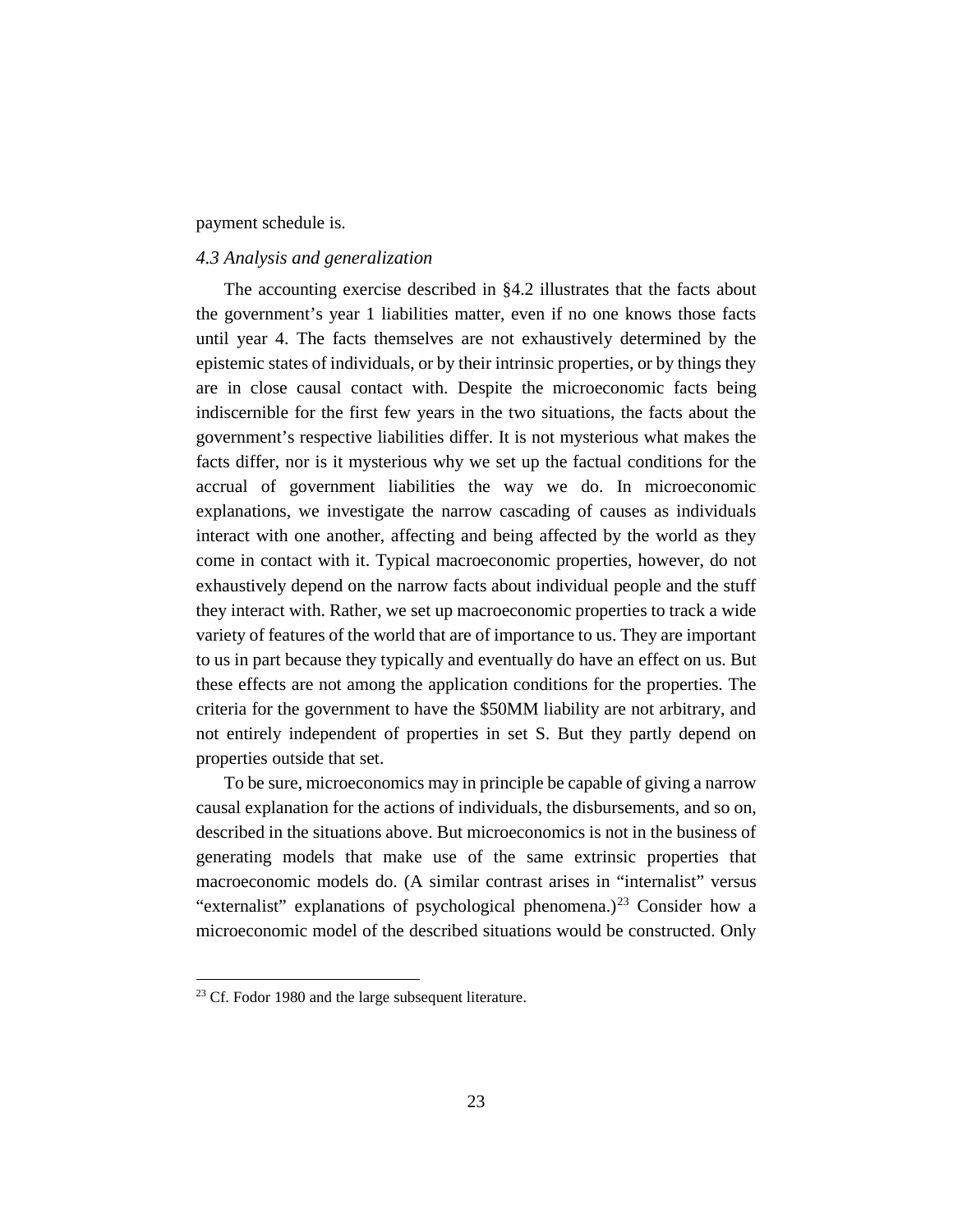payment schedule is.

### *4.3 Analysis and generalization*

The accounting exercise described in §4.2 illustrates that the facts about the government's year 1 liabilities matter, even if no one knows those facts until year 4. The facts themselves are not exhaustively determined by the epistemic states of individuals, or by their intrinsic properties, or by things they are in close causal contact with. Despite the microeconomic facts being indiscernible for the first few years in the two situations, the facts about the government's respective liabilities differ. It is not mysterious what makes the facts differ, nor is it mysterious why we set up the factual conditions for the accrual of government liabilities the way we do. In microeconomic explanations, we investigate the narrow cascading of causes as individuals interact with one another, affecting and being affected by the world as they come in contact with it. Typical macroeconomic properties, however, do not exhaustively depend on the narrow facts about individual people and the stuff they interact with. Rather, we set up macroeconomic properties to track a wide variety of features of the world that are of importance to us. They are important to us in part because they typically and eventually do have an effect on us. But these effects are not among the application conditions for the properties. The criteria for the government to have the \$50MM liability are not arbitrary, and not entirely independent of properties in set S. But they partly depend on properties outside that set.

To be sure, microeconomics may in principle be capable of giving a narrow causal explanation for the actions of individuals, the disbursements, and so on, described in the situations above. But microeconomics is not in the business of generating models that make use of the same extrinsic properties that macroeconomic models do. (A similar contrast arises in "internalist" versus "externalist" explanations of psychological phenomena.)[23] Consider how a microeconomic model of the described situations would be constructed. Only

[23] Cf. Fodor 1980 and the large subsequent literature.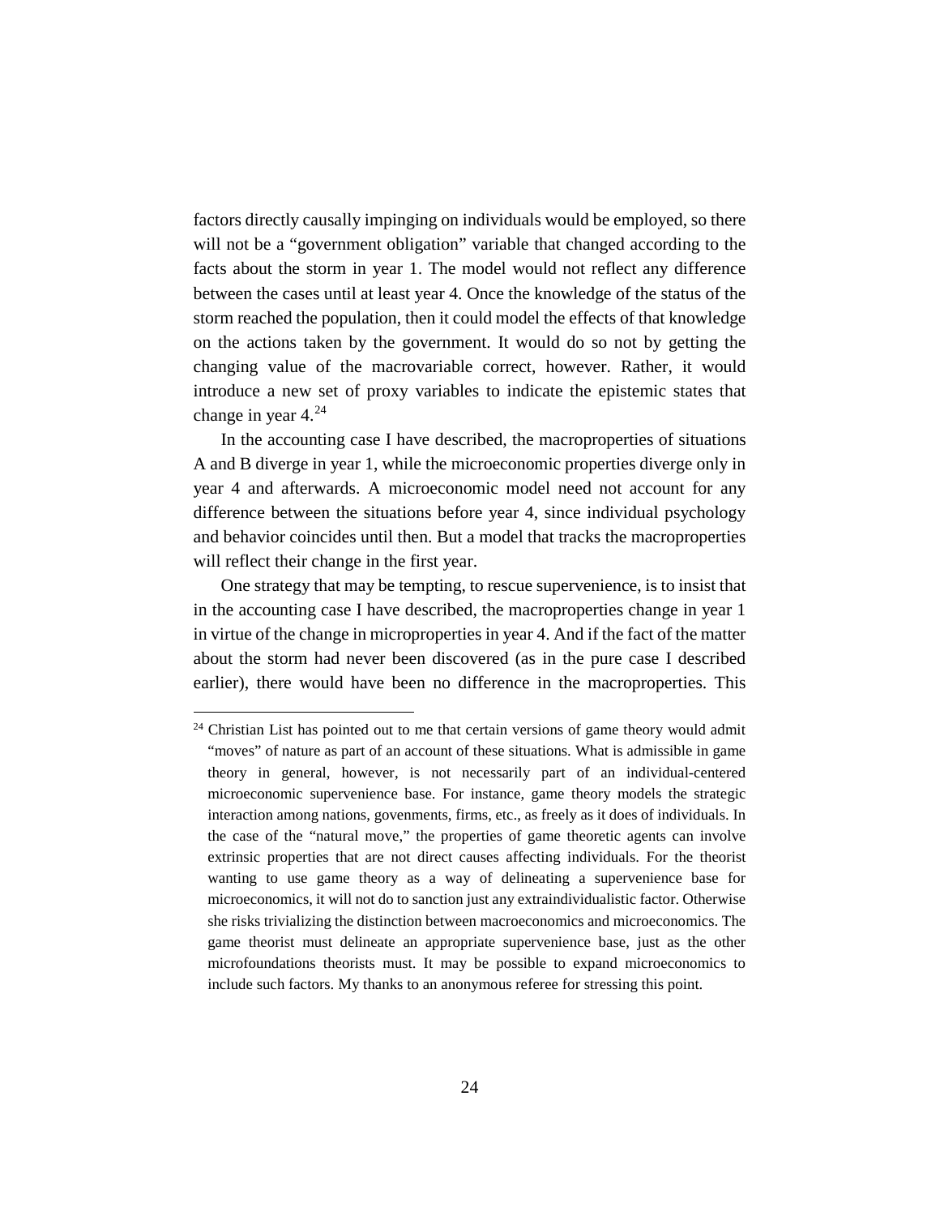factors directly causally impinging on individuals would be employed, so there will not be a "government obligation" variable that changed according to the facts about the storm in year 1. The model would not reflect any difference between the cases until at least year 4. Once the knowledge of the status of the storm reached the population, then it could model the effects of that knowledge on the actions taken by the government. It would do so not by getting the changing value of the macrovariable correct, however. Rather, it would introduce a new set of proxy variables to indicate the epistemic states that change in year 4.[24]

In the accounting case I have described, the macroproperties of situations A and B diverge in year 1, while the microeconomic properties diverge only in year 4 and afterwards. A microeconomic model need not account for any difference between the situations before year 4, since individual psychology and behavior coincides until then. But a model that tracks the macroproperties will reflect their change in the first year.

One strategy that may be tempting, to rescue supervenience, is to insist that in the accounting case I have described, the macroproperties change in year 1 in virtue of the change in microproperties in year 4. And if the fact of the matter about the storm had never been discovered (as in the pure case I described earlier), there would have been no difference in the macroproperties. This

[24] Christian List has pointed out to me that certain versions of game theory would admit "moves" of nature as part of an account of these situations. What is admissible in game theory in general, however, is not necessarily part of an individual-centered microeconomic supervenience base. For instance, game theory models the strategic interaction among nations, govenments, firms, etc., as freely as it does of individuals. In the case of the "natural move," the properties of game theoretic agents can involve extrinsic properties that are not direct causes affecting individuals. For the theorist wanting to use game theory as a way of delineating a supervenience base for microeconomics, it will not do to sanction just any extraindividualistic factor. Otherwise she risks trivializing the distinction between macroeconomics and microeconomics. The game theorist must delineate an appropriate supervenience base, just as the other microfoundations theorists must. It may be possible to expand microeconomics to include such factors. My thanks to an anonymous referee for stressing this point.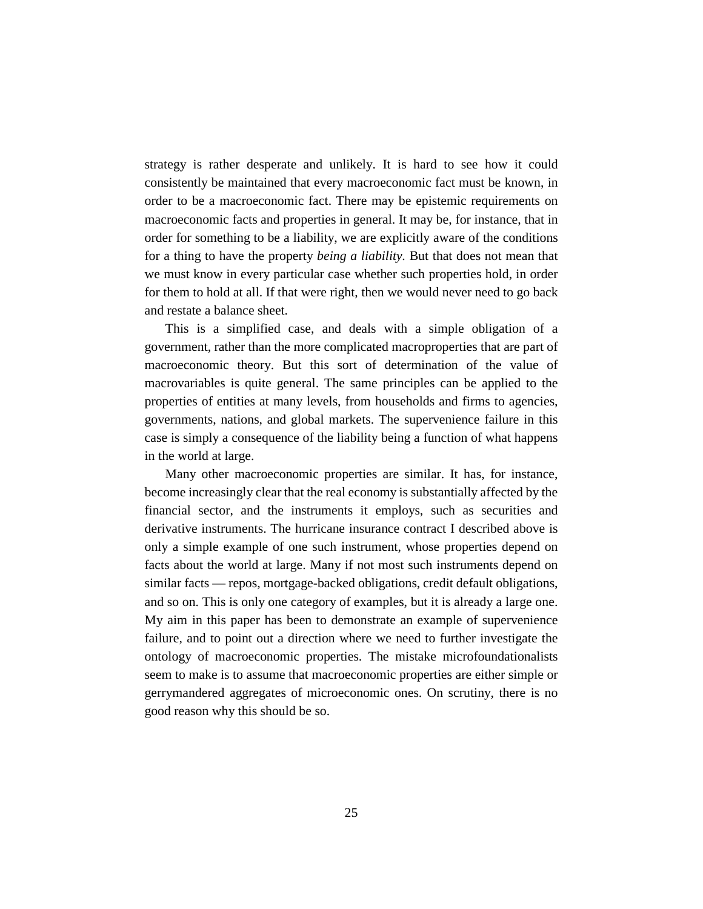strategy is rather desperate and unlikely. It is hard to see how it could consistently be maintained that every macroeconomic fact must be known, in order to be a macroeconomic fact. There may be epistemic requirements on macroeconomic facts and properties in general. It may be, for instance, that in order for something to be a liability, we are explicitly aware of the conditions for a thing to have the property *being a liability*. But that does not mean that we must know in every particular case whether such properties hold, in order for them to hold at all. If that were right, then we would never need to go back and restate a balance sheet.

This is a simplified case, and deals with a simple obligation of a government, rather than the more complicated macroproperties that are part of macroeconomic theory. But this sort of determination of the value of macrovariables is quite general. The same principles can be applied to the properties of entities at many levels, from households and firms to agencies, governments, nations, and global markets. The supervenience failure in this case is simply a consequence of the liability being a function of what happens in the world at large.

Many other macroeconomic properties are similar. It has, for instance, become increasingly clear that the real economy is substantially affected by the financial sector, and the instruments it employs, such as securities and derivative instruments. The hurricane insurance contract I described above is only a simple example of one such instrument, whose properties depend on facts about the world at large. Many if not most such instruments depend on similar facts — repos, mortgage-backed obligations, credit default obligations, and so on. This is only one category of examples, but it is already a large one. My aim in this paper has been to demonstrate an example of supervenience failure, and to point out a direction where we need to further investigate the ontology of macroeconomic properties. The mistake microfoundationalists seem to make is to assume that macroeconomic properties are either simple or gerrymandered aggregates of microeconomic ones. On scrutiny, there is no good reason why this should be so.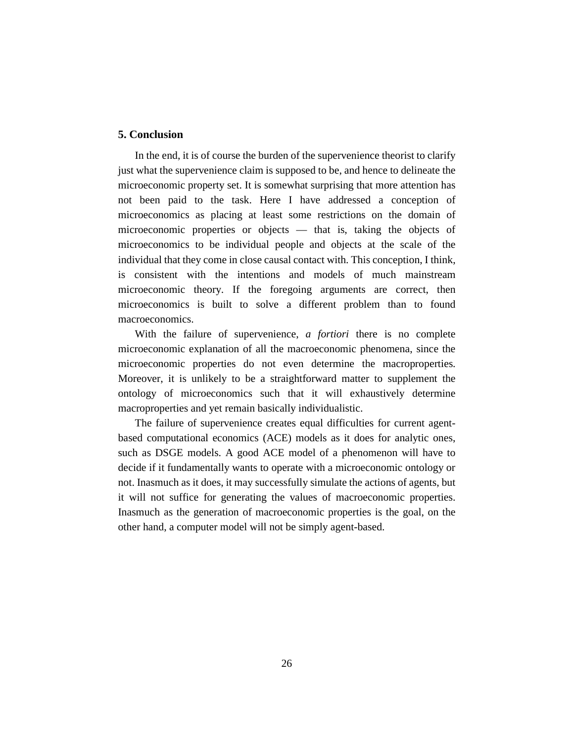## 5. Conclusion

In the end, it is of course the burden of the supervenience theorist to clarify just what the supervenience claim is supposed to be, and hence to delineate the microeconomic property set. It is somewhat surprising that more attention has not been paid to the task. Here I have addressed a conception of microeconomics as placing at least some restrictions on the domain of microeconomic properties or objects — that is, taking the objects of microeconomics to be individual people and objects at the scale of the individual that they come in close causal contact with. This conception, I think, is consistent with the intentions and models of much mainstream microeconomic theory. If the foregoing arguments are correct, then microeconomics is built to solve a different problem than to found macroeconomics.

With the failure of supervenience, *a fortiori* there is no complete microeconomic explanation of all the macroeconomic phenomena, since the microeconomic properties do not even determine the macroproperties. Moreover, it is unlikely to be a straightforward matter to supplement the ontology of microeconomics such that it will exhaustively determine macroproperties and yet remain basically individualistic.

The failure of supervenience creates equal difficulties for current agent-based computational economics (ACE) models as it does for analytic ones, such as DSGE models. A good ACE model of a phenomenon will have to decide if it fundamentally wants to operate with a microeconomic ontology or not. Inasmuch as it does, it may successfully simulate the actions of agents, but it will not suffice for generating the values of macroeconomic properties. Inasmuch as the generation of macroeconomic properties is the goal, on the other hand, a computer model will not be simply agent-based.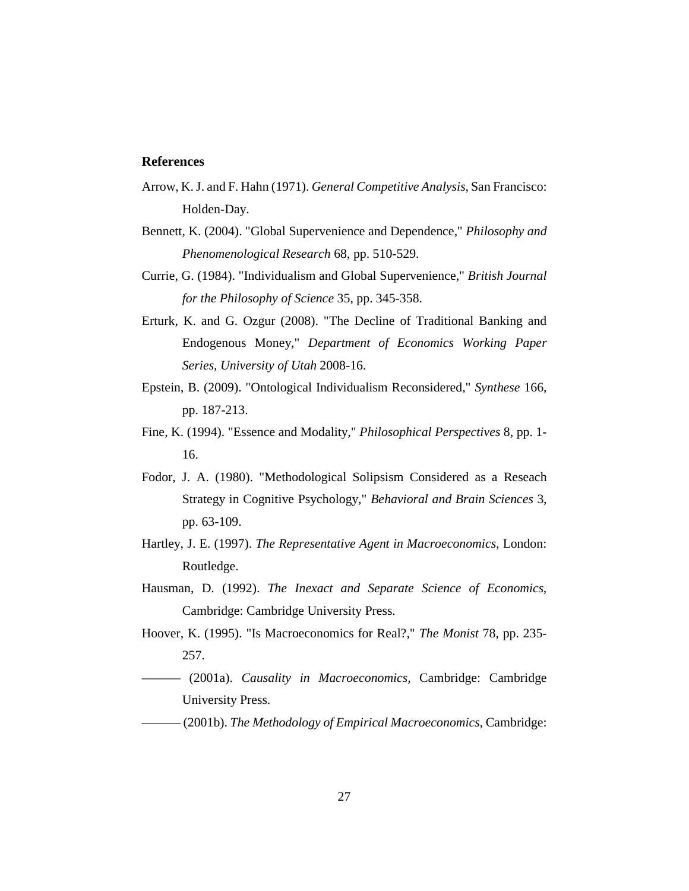## References

Arrow, K. J. and F. Hahn (1971). *General Competitive Analysis*, San Francisco: Holden-Day.

Bennett, K. (2004). "Global Supervenience and Dependence," *Philosophy and Phenomenological Research* 68, pp. 510-529.

Currie, G. (1984). "Individualism and Global Supervenience," *British Journal for the Philosophy of Science* 35, pp. 345-358.

Erturk, K. and G. Ozgur (2008). "The Decline of Traditional Banking and Endogenous Money," *Department of Economics Working Paper Series, University of Utah* 2008-16.

Epstein, B. (2009). "Ontological Individualism Reconsidered," *Synthese* 166, pp. 187-213.

Fine, K. (1994). "Essence and Modality," *Philosophical Perspectives* 8, pp. 1-16.

Fodor, J. A. (1980). "Methodological Solipsism Considered as a Reseach Strategy in Cognitive Psychology," *Behavioral and Brain Sciences* 3, pp. 63-109.

Hartley, J. E. (1997). *The Representative Agent in Macroeconomics*, London: Routledge.

Hausman, D. (1992). *The Inexact and Separate Science of Economics*, Cambridge: Cambridge University Press.

Hoover, K. (1995). "Is Macroeconomics for Real?," *The Monist* 78, pp. 235-257.

——— (2001a). *Causality in Macroeconomics*, Cambridge: Cambridge University Press.

——— (2001b). *The Methodology of Empirical Macroeconomics*, Cambridge: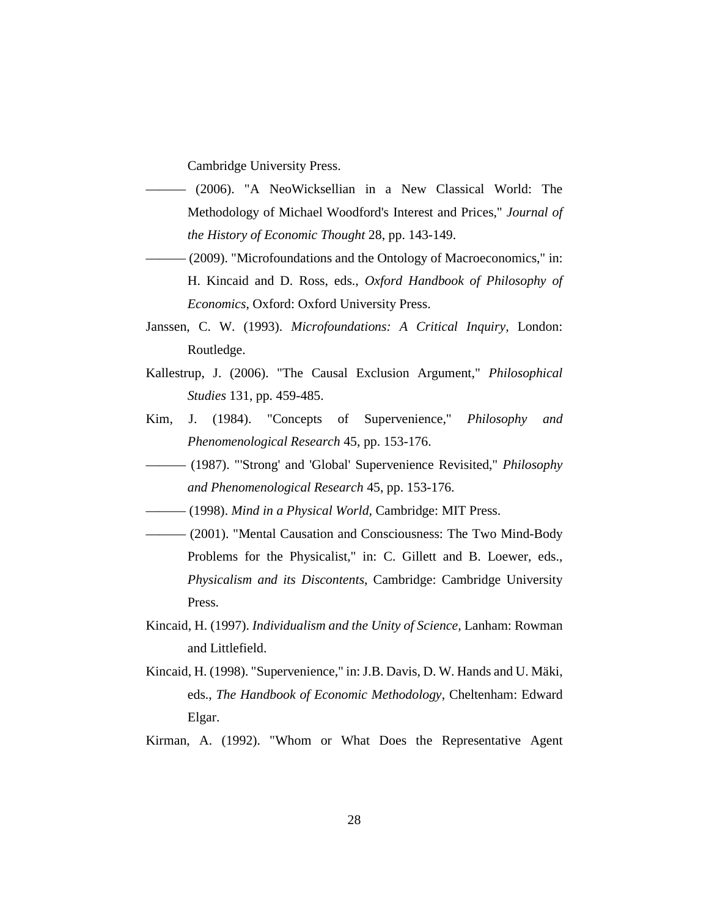Cambridge University Press.

——— (2006). "A NeoWicksellian in a New Classical World: The Methodology of Michael Woodford's Interest and Prices," *Journal of the History of Economic Thought* 28, pp. 143-149.

——— (2009). "Microfoundations and the Ontology of Macroeconomics," in: H. Kincaid and D. Ross, eds., *Oxford Handbook of Philosophy of Economics*, Oxford: Oxford University Press.

Janssen, C. W. (1993). *Microfoundations: A Critical Inquiry,* London: Routledge.

Kallestrup, J. (2006). "The Causal Exclusion Argument," *Philosophical Studies* 131, pp. 459-485.

Kim, J. (1984). "Concepts of Supervenience," *Philosophy and Phenomenological Research* 45, pp. 153-176.

——— (1987). "'Strong' and 'Global' Supervenience Revisited," *Philosophy and Phenomenological Research* 45, pp. 153-176.

——— (1998). *Mind in a Physical World,* Cambridge: MIT Press.

——— (2001). "Mental Causation and Consciousness: The Two Mind-Body Problems for the Physicalist," in: C. Gillett and B. Loewer, eds., *Physicalism and its Discontents*, Cambridge: Cambridge University Press.

Kincaid, H. (1997). *Individualism and the Unity of Science,* Lanham: Rowman and Littlefield.

Kincaid, H. (1998). "Supervenience," in: J.B. Davis, D. W. Hands and U. Mäki, eds., *The Handbook of Economic Methodology*, Cheltenham: Edward Elgar.

Kirman, A. (1992). "Whom or What Does the Representative Agent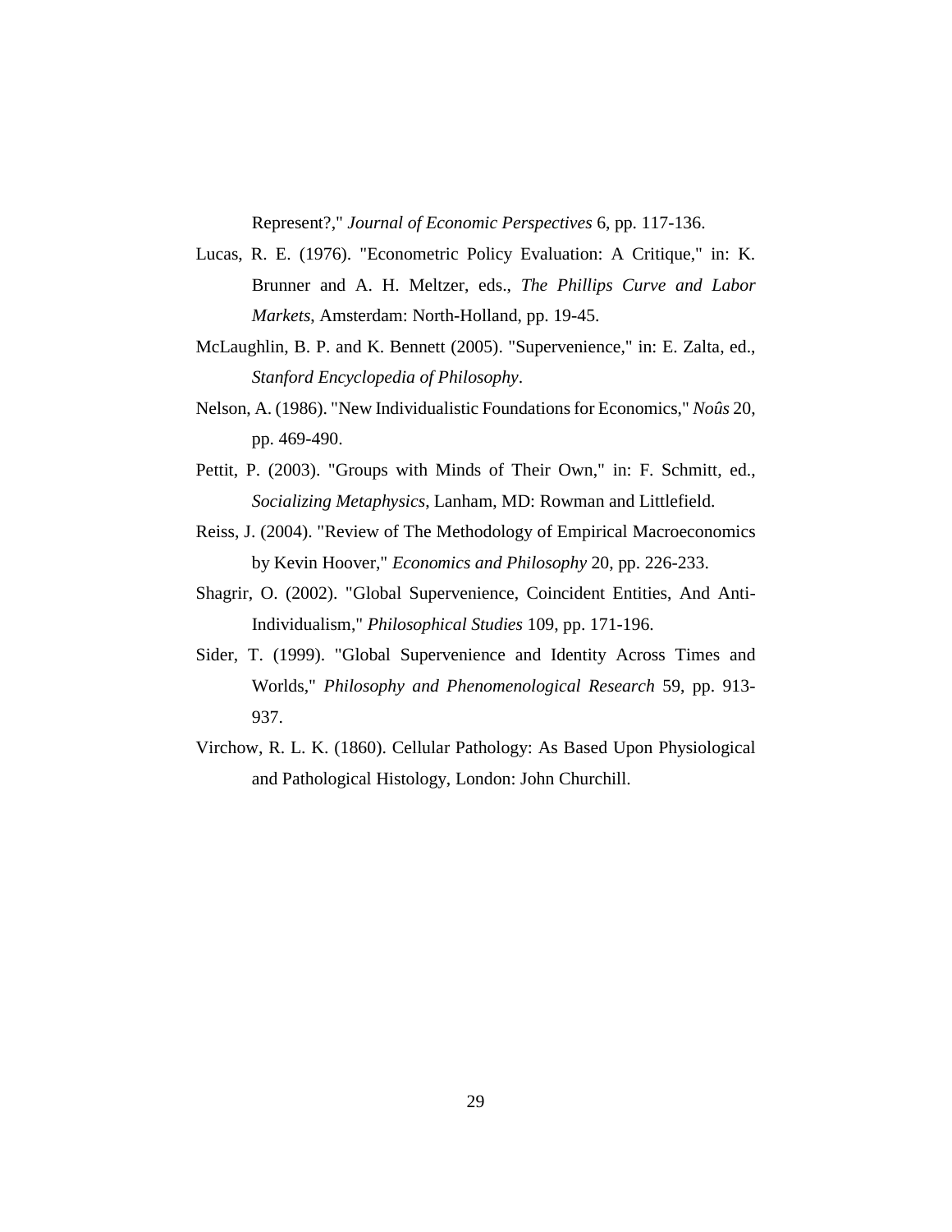Represent?," *Journal of Economic Perspectives* 6, pp. 117-136.

Lucas, R. E. (1976). "Econometric Policy Evaluation: A Critique," in: K. Brunner and A. H. Meltzer, eds., *The Phillips Curve and Labor Markets*, Amsterdam: North-Holland, pp. 19-45.

McLaughlin, B. P. and K. Bennett (2005). "Supervenience," in: E. Zalta, ed., *Stanford Encyclopedia of Philosophy*.

Nelson, A. (1986). "New Individualistic Foundations for Economics," *Noûs* 20, pp. 469-490.

Pettit, P. (2003). "Groups with Minds of Their Own," in: F. Schmitt, ed., *Socializing Metaphysics*, Lanham, MD: Rowman and Littlefield.

Reiss, J. (2004). "Review of The Methodology of Empirical Macroeconomics by Kevin Hoover," *Economics and Philosophy* 20, pp. 226-233.

Shagrir, O. (2002). "Global Supervenience, Coincident Entities, And Anti-Individualism," *Philosophical Studies* 109, pp. 171-196.

Sider, T. (1999). "Global Supervenience and Identity Across Times and Worlds," *Philosophy and Phenomenological Research* 59, pp. 913-937.

Virchow, R. L. K. (1860). Cellular Pathology: As Based Upon Physiological and Pathological Histology, London: John Churchill.